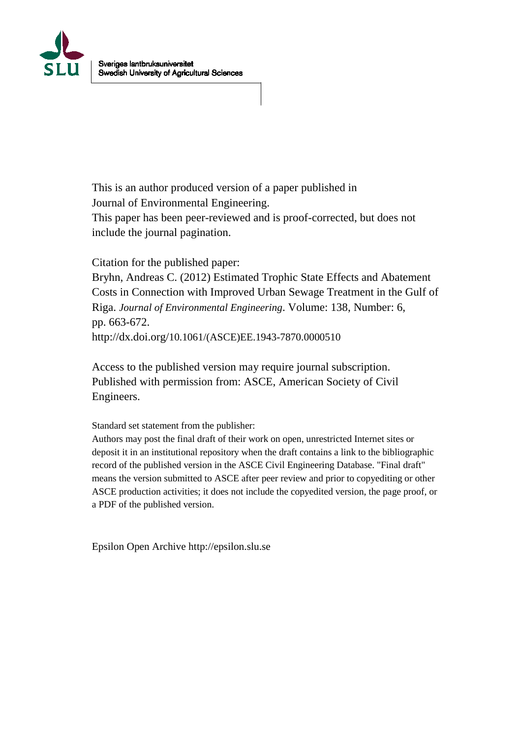Sveriges lantbruksuniversitet
Swedish University of Agricultural Sciences

This is an author produced version of a paper published in
Journal of Environmental Engineering.
This paper has been peer-reviewed and is proof-corrected, but does not include the journal pagination.

Citation for the published paper:
Bryhn, Andreas C. (2012) Estimated Trophic State Effects and Abatement Costs in Connection with Improved Urban Sewage Treatment in the Gulf of Riga. *Journal of Environmental Engineering*. Volume: 138, Number: 6, pp. 663-672.
http://dx.doi.org/10.1061/(ASCE)EE.1943-7870.0000510

Access to the published version may require journal subscription.
Published with permission from: ASCE, American Society of Civil Engineers.

Standard set statement from the publisher:
Authors may post the final draft of their work on open, unrestricted Internet sites or deposit it in an institutional repository when the draft contains a link to the bibliographic record of the published version in the ASCE Civil Engineering Database. "Final draft" means the version submitted to ASCE after peer review and prior to copyediting or other ASCE production activities; it does not include the copyedited version, the page proof, or a PDF of the published version.

Epsilon Open Archive http://epsilon.slu.se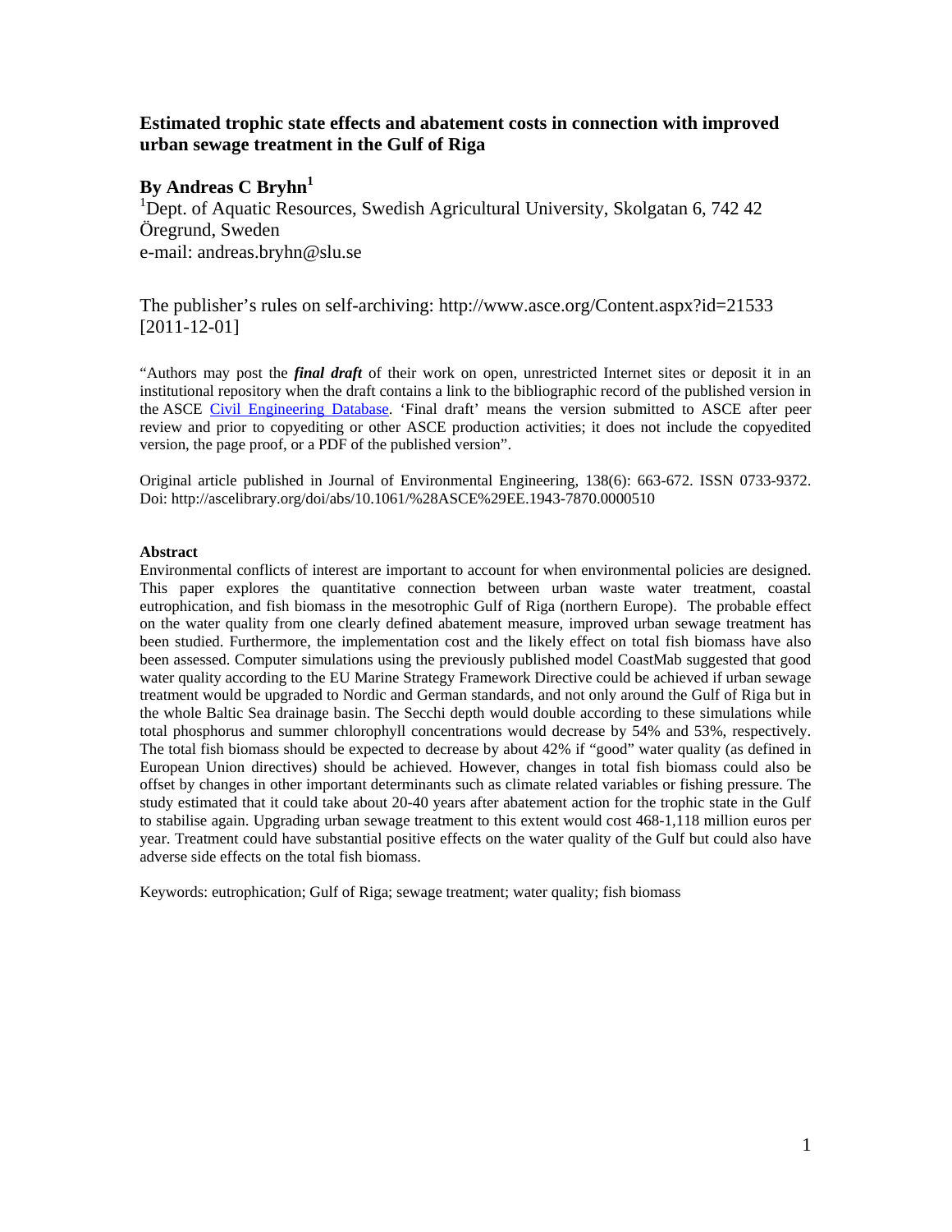**Estimated trophic state effects and abatement costs in connection with improved urban sewage treatment in the Gulf of Riga**

**By Andreas C Bryhn[1]**

[1]Dept. of Aquatic Resources, Swedish Agricultural University, Skolgatan 6, 742 42 Öregrund, Sweden
e-mail: andreas.bryhn@slu.se

The publisher's rules on self-archiving: http://www.asce.org/Content.aspx?id=21533 [2011-12-01]

"Authors may post the ***final draft*** of their work on open, unrestricted Internet sites or deposit it in an institutional repository when the draft contains a link to the bibliographic record of the published version in the ASCE Civil Engineering Database. 'Final draft' means the version submitted to ASCE after peer review and prior to copyediting or other ASCE production activities; it does not include the copyedited version, the page proof, or a PDF of the published version".

Original article published in Journal of Environmental Engineering, 138(6): 663-672. ISSN 0733-9372. Doi: http://ascelibrary.org/doi/abs/10.1061/%28ASCE%29EE.1943-7870.0000510

**Abstract**

Environmental conflicts of interest are important to account for when environmental policies are designed. This paper explores the quantitative connection between urban waste water treatment, coastal eutrophication, and fish biomass in the mesotrophic Gulf of Riga (northern Europe). The probable effect on the water quality from one clearly defined abatement measure, improved urban sewage treatment has been studied. Furthermore, the implementation cost and the likely effect on total fish biomass have also been assessed. Computer simulations using the previously published model CoastMab suggested that good water quality according to the EU Marine Strategy Framework Directive could be achieved if urban sewage treatment would be upgraded to Nordic and German standards, and not only around the Gulf of Riga but in the whole Baltic Sea drainage basin. The Secchi depth would double according to these simulations while total phosphorus and summer chlorophyll concentrations would decrease by 54% and 53%, respectively. The total fish biomass should be expected to decrease by about 42% if "good" water quality (as defined in European Union directives) should be achieved. However, changes in total fish biomass could also be offset by changes in other important determinants such as climate related variables or fishing pressure. The study estimated that it could take about 20-40 years after abatement action for the trophic state in the Gulf to stabilise again. Upgrading urban sewage treatment to this extent would cost 468-1,118 million euros per year. Treatment could have substantial positive effects on the water quality of the Gulf but could also have adverse side effects on the total fish biomass.

Keywords: eutrophication; Gulf of Riga; sewage treatment; water quality; fish biomass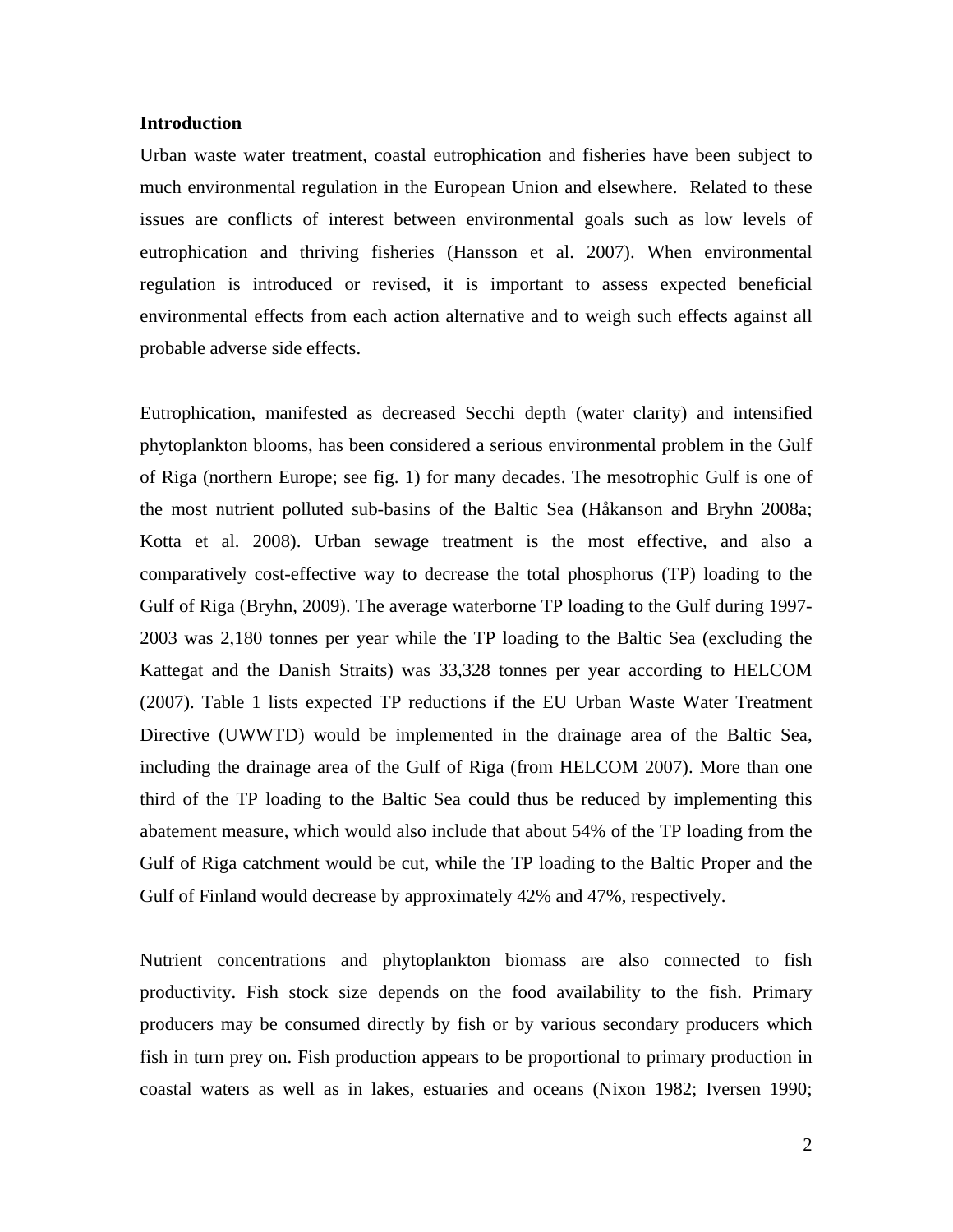**Introduction**

Urban waste water treatment, coastal eutrophication and fisheries have been subject to much environmental regulation in the European Union and elsewhere. Related to these issues are conflicts of interest between environmental goals such as low levels of eutrophication and thriving fisheries (Hansson et al. 2007). When environmental regulation is introduced or revised, it is important to assess expected beneficial environmental effects from each action alternative and to weigh such effects against all probable adverse side effects.

Eutrophication, manifested as decreased Secchi depth (water clarity) and intensified phytoplankton blooms, has been considered a serious environmental problem in the Gulf of Riga (northern Europe; see fig. 1) for many decades. The mesotrophic Gulf is one of the most nutrient polluted sub-basins of the Baltic Sea (Håkanson and Bryhn 2008a; Kotta et al. 2008). Urban sewage treatment is the most effective, and also a comparatively cost-effective way to decrease the total phosphorus (TP) loading to the Gulf of Riga (Bryhn, 2009). The average waterborne TP loading to the Gulf during 1997-2003 was 2,180 tonnes per year while the TP loading to the Baltic Sea (excluding the Kattegat and the Danish Straits) was 33,328 tonnes per year according to HELCOM (2007). Table 1 lists expected TP reductions if the EU Urban Waste Water Treatment Directive (UWWTD) would be implemented in the drainage area of the Baltic Sea, including the drainage area of the Gulf of Riga (from HELCOM 2007). More than one third of the TP loading to the Baltic Sea could thus be reduced by implementing this abatement measure, which would also include that about 54% of the TP loading from the Gulf of Riga catchment would be cut, while the TP loading to the Baltic Proper and the Gulf of Finland would decrease by approximately 42% and 47%, respectively.

Nutrient concentrations and phytoplankton biomass are also connected to fish productivity. Fish stock size depends on the food availability to the fish. Primary producers may be consumed directly by fish or by various secondary producers which fish in turn prey on. Fish production appears to be proportional to primary production in coastal waters as well as in lakes, estuaries and oceans (Nixon 1982; Iversen 1990;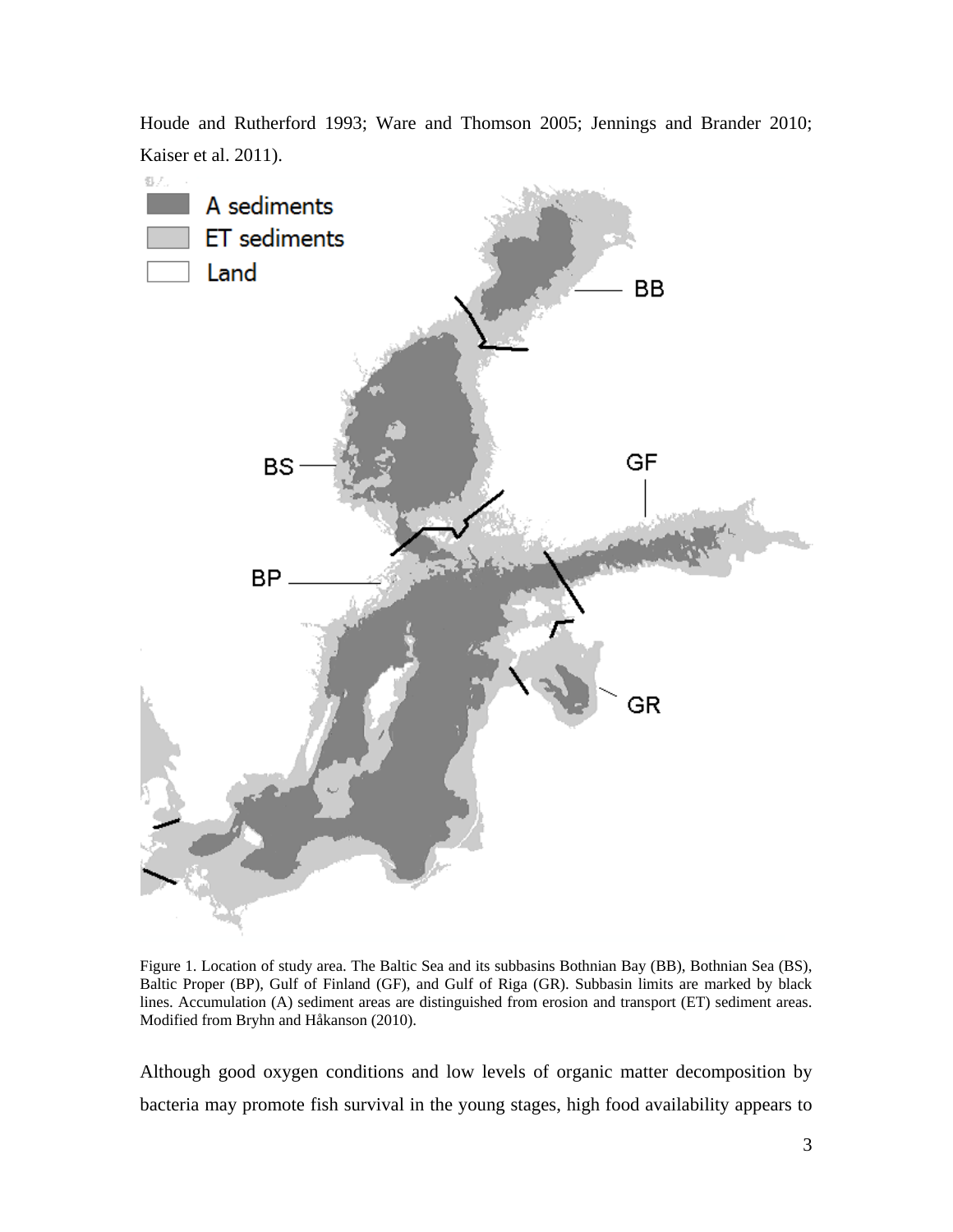Houde and Rutherford 1993; Ware and Thomson 2005; Jennings and Brander 2010; Kaiser et al. 2011).

Figure 1. Location of study area. The Baltic Sea and its subbasins Bothnian Bay (BB), Bothnian Sea (BS), Baltic Proper (BP), Gulf of Finland (GF), and Gulf of Riga (GR). Subbasin limits are marked by black lines. Accumulation (A) sediment areas are distinguished from erosion and transport (ET) sediment areas. Modified from Bryhn and Håkanson (2010).

Although good oxygen conditions and low levels of organic matter decomposition by bacteria may promote fish survival in the young stages, high food availability appears to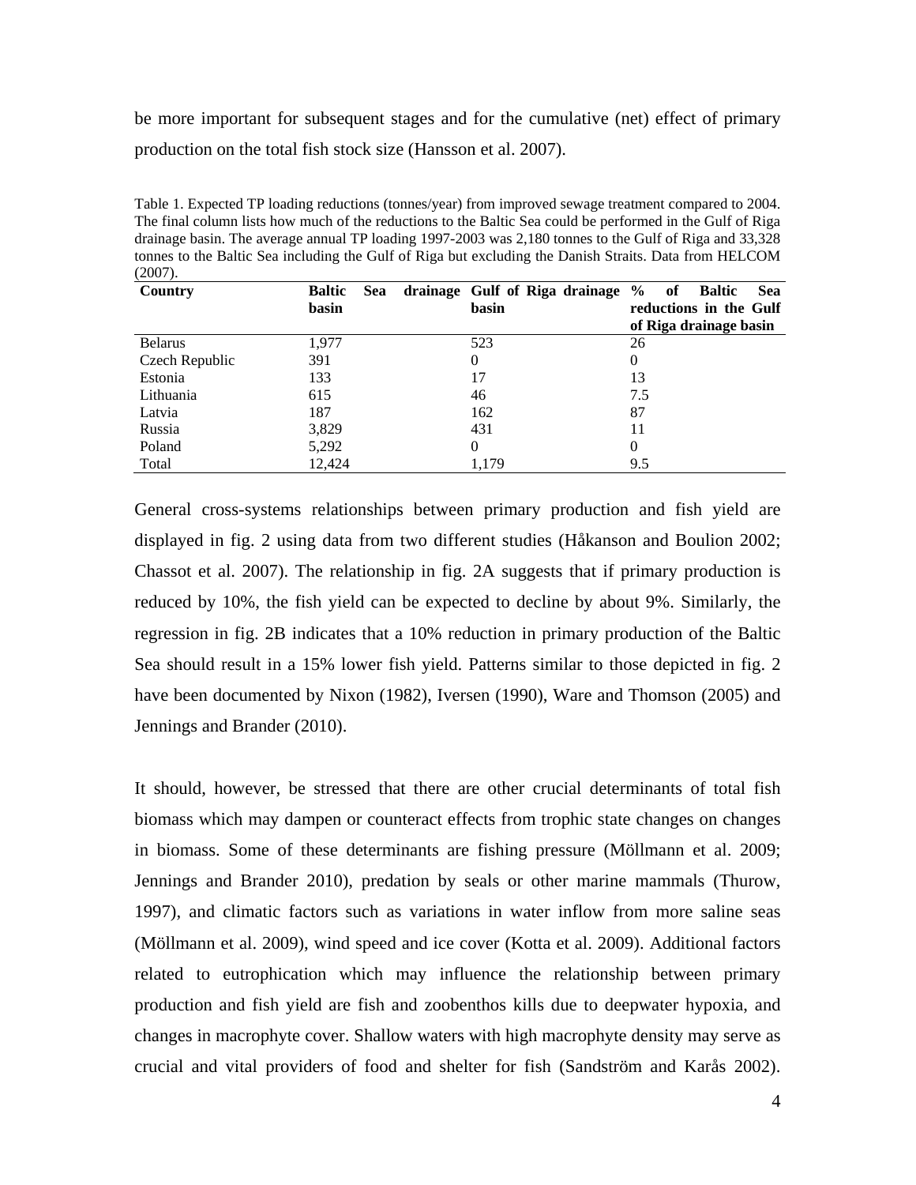be more important for subsequent stages and for the cumulative (net) effect of primary production on the total fish stock size (Hansson et al. 2007).

Table 1. Expected TP loading reductions (tonnes/year) from improved sewage treatment compared to 2004. The final column lists how much of the reductions to the Baltic Sea could be performed in the Gulf of Riga drainage basin. The average annual TP loading 1997-2003 was 2,180 tonnes to the Gulf of Riga and 33,328 tonnes to the Baltic Sea including the Gulf of Riga but excluding the Danish Straits. Data from HELCOM (2007).

| Country | Baltic Sea drainage basin | Gulf of Riga drainage basin | % of Baltic Sea reductions in the Gulf of Riga drainage basin |
|---|---|---|---|
| Belarus | 1,977 | 523 | 26 |
| Czech Republic | 391 | 0 | 0 |
| Estonia | 133 | 17 | 13 |
| Lithuania | 615 | 46 | 7.5 |
| Latvia | 187 | 162 | 87 |
| Russia | 3,829 | 431 | 11 |
| Poland | 5,292 | 0 | 0 |
| Total | 12,424 | 1,179 | 9.5 |

General cross-systems relationships between primary production and fish yield are displayed in fig. 2 using data from two different studies (Håkanson and Boulion 2002; Chassot et al. 2007). The relationship in fig. 2A suggests that if primary production is reduced by 10%, the fish yield can be expected to decline by about 9%. Similarly, the regression in fig. 2B indicates that a 10% reduction in primary production of the Baltic Sea should result in a 15% lower fish yield. Patterns similar to those depicted in fig. 2 have been documented by Nixon (1982), Iversen (1990), Ware and Thomson (2005) and Jennings and Brander (2010).

It should, however, be stressed that there are other crucial determinants of total fish biomass which may dampen or counteract effects from trophic state changes on changes in biomass. Some of these determinants are fishing pressure (Möllmann et al. 2009; Jennings and Brander 2010), predation by seals or other marine mammals (Thurow, 1997), and climatic factors such as variations in water inflow from more saline seas (Möllmann et al. 2009), wind speed and ice cover (Kotta et al. 2009). Additional factors related to eutrophication which may influence the relationship between primary production and fish yield are fish and zoobenthos kills due to deepwater hypoxia, and changes in macrophyte cover. Shallow waters with high macrophyte density may serve as crucial and vital providers of food and shelter for fish (Sandström and Karås 2002).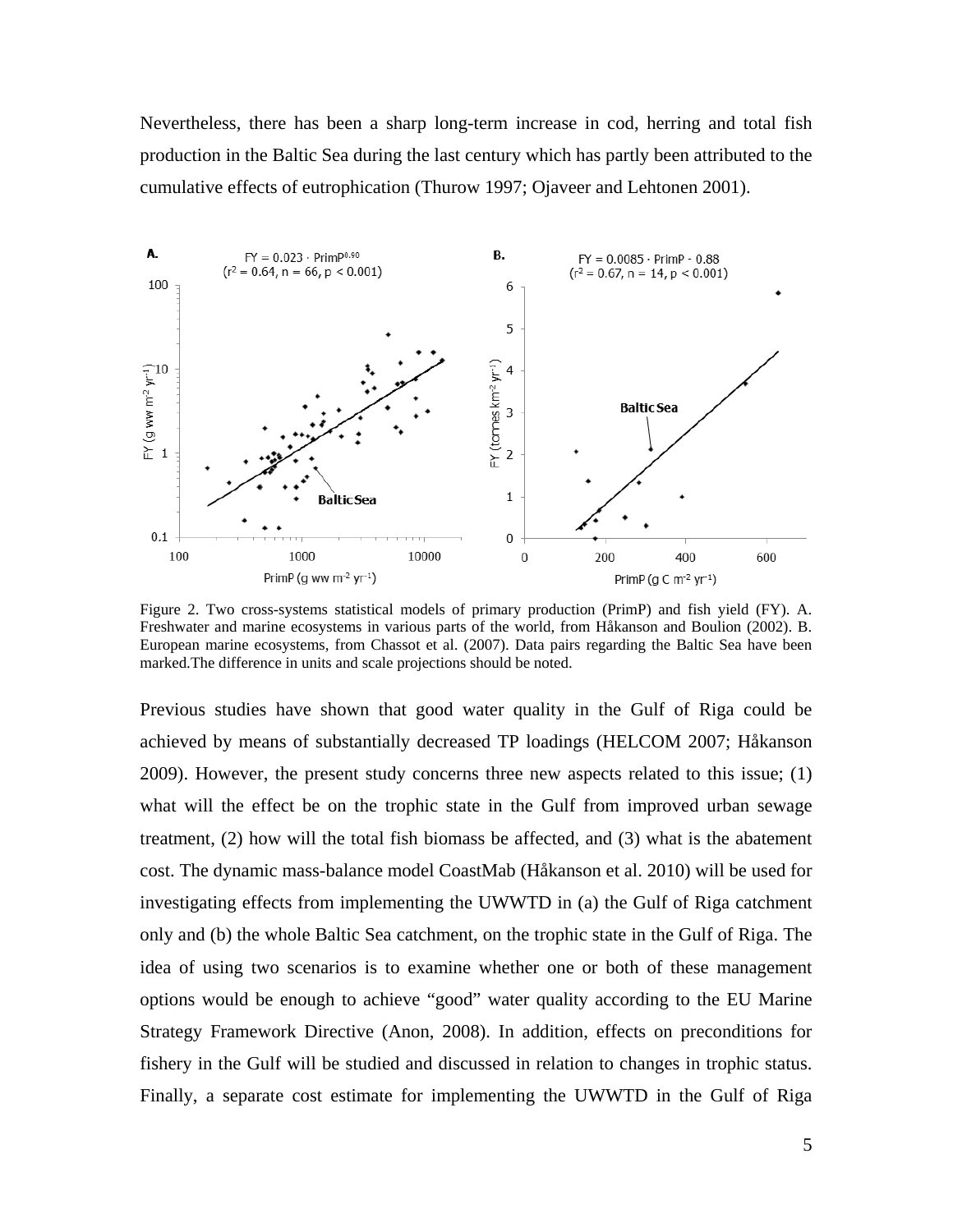Nevertheless, there has been a sharp long-term increase in cod, herring and total fish production in the Baltic Sea during the last century which has partly been attributed to the cumulative effects of eutrophication (Thurow 1997; Ojaveer and Lehtonen 2001).

Figure 2. Two cross-systems statistical models of primary production (PrimP) and fish yield (FY). A. Freshwater and marine ecosystems in various parts of the world, from Håkanson and Boulion (2002). B. European marine ecosystems, from Chassot et al. (2007). Data pairs regarding the Baltic Sea have been marked.The difference in units and scale projections should be noted.

Previous studies have shown that good water quality in the Gulf of Riga could be achieved by means of substantially decreased TP loadings (HELCOM 2007; Håkanson 2009). However, the present study concerns three new aspects related to this issue; (1) what will the effect be on the trophic state in the Gulf from improved urban sewage treatment, (2) how will the total fish biomass be affected, and (3) what is the abatement cost. The dynamic mass-balance model CoastMab (Håkanson et al. 2010) will be used for investigating effects from implementing the UWWTD in (a) the Gulf of Riga catchment only and (b) the whole Baltic Sea catchment, on the trophic state in the Gulf of Riga. The idea of using two scenarios is to examine whether one or both of these management options would be enough to achieve "good" water quality according to the EU Marine Strategy Framework Directive (Anon, 2008). In addition, effects on preconditions for fishery in the Gulf will be studied and discussed in relation to changes in trophic status. Finally, a separate cost estimate for implementing the UWWTD in the Gulf of Riga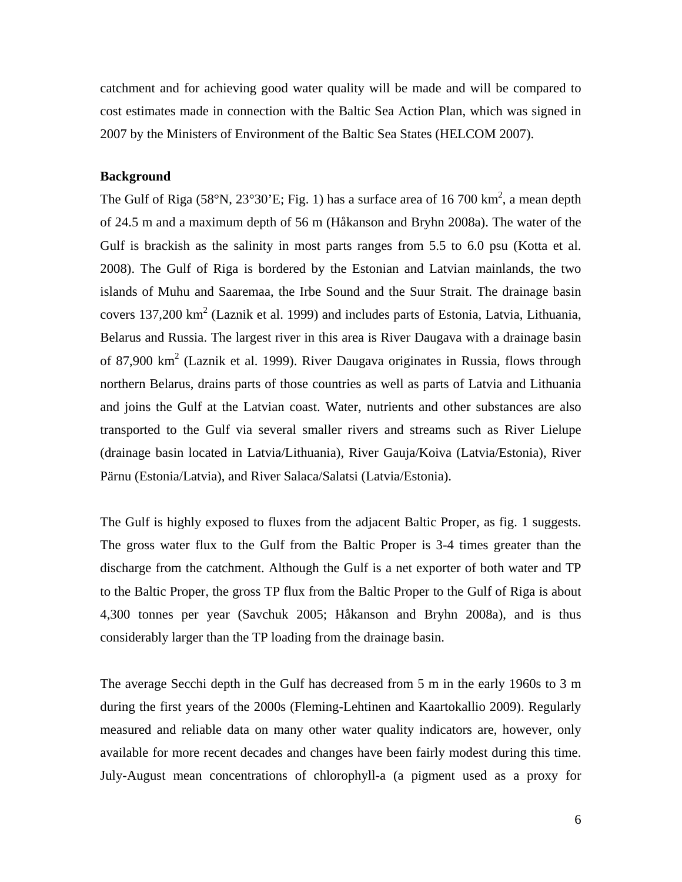catchment and for achieving good water quality will be made and will be compared to cost estimates made in connection with the Baltic Sea Action Plan, which was signed in 2007 by the Ministers of Environment of the Baltic Sea States (HELCOM 2007).

**Background**

The Gulf of Riga (58°N, 23°30'E; Fig. 1) has a surface area of 16 700 $km^2$, a mean depth of 24.5 m and a maximum depth of 56 m (Håkanson and Bryhn 2008a). The water of the Gulf is brackish as the salinity in most parts ranges from 5.5 to 6.0 psu (Kotta et al. 2008). The Gulf of Riga is bordered by the Estonian and Latvian mainlands, the two islands of Muhu and Saaremaa, the Irbe Sound and the Suur Strait. The drainage basin covers 137,200 $km^2$ (Laznik et al. 1999) and includes parts of Estonia, Latvia, Lithuania, Belarus and Russia. The largest river in this area is River Daugava with a drainage basin of 87,900 $km^2$ (Laznik et al. 1999). River Daugava originates in Russia, flows through northern Belarus, drains parts of those countries as well as parts of Latvia and Lithuania and joins the Gulf at the Latvian coast. Water, nutrients and other substances are also transported to the Gulf via several smaller rivers and streams such as River Lielupe (drainage basin located in Latvia/Lithuania), River Gauja/Koiva (Latvia/Estonia), River Pärnu (Estonia/Latvia), and River Salaca/Salatsi (Latvia/Estonia).

The Gulf is highly exposed to fluxes from the adjacent Baltic Proper, as fig. 1 suggests. The gross water flux to the Gulf from the Baltic Proper is 3-4 times greater than the discharge from the catchment. Although the Gulf is a net exporter of both water and TP to the Baltic Proper, the gross TP flux from the Baltic Proper to the Gulf of Riga is about 4,300 tonnes per year (Savchuk 2005; Håkanson and Bryhn 2008a), and is thus considerably larger than the TP loading from the drainage basin.

The average Secchi depth in the Gulf has decreased from 5 m in the early 1960s to 3 m during the first years of the 2000s (Fleming-Lehtinen and Kaartokallio 2009). Regularly measured and reliable data on many other water quality indicators are, however, only available for more recent decades and changes have been fairly modest during this time. July-August mean concentrations of chlorophyll-a (a pigment used as a proxy for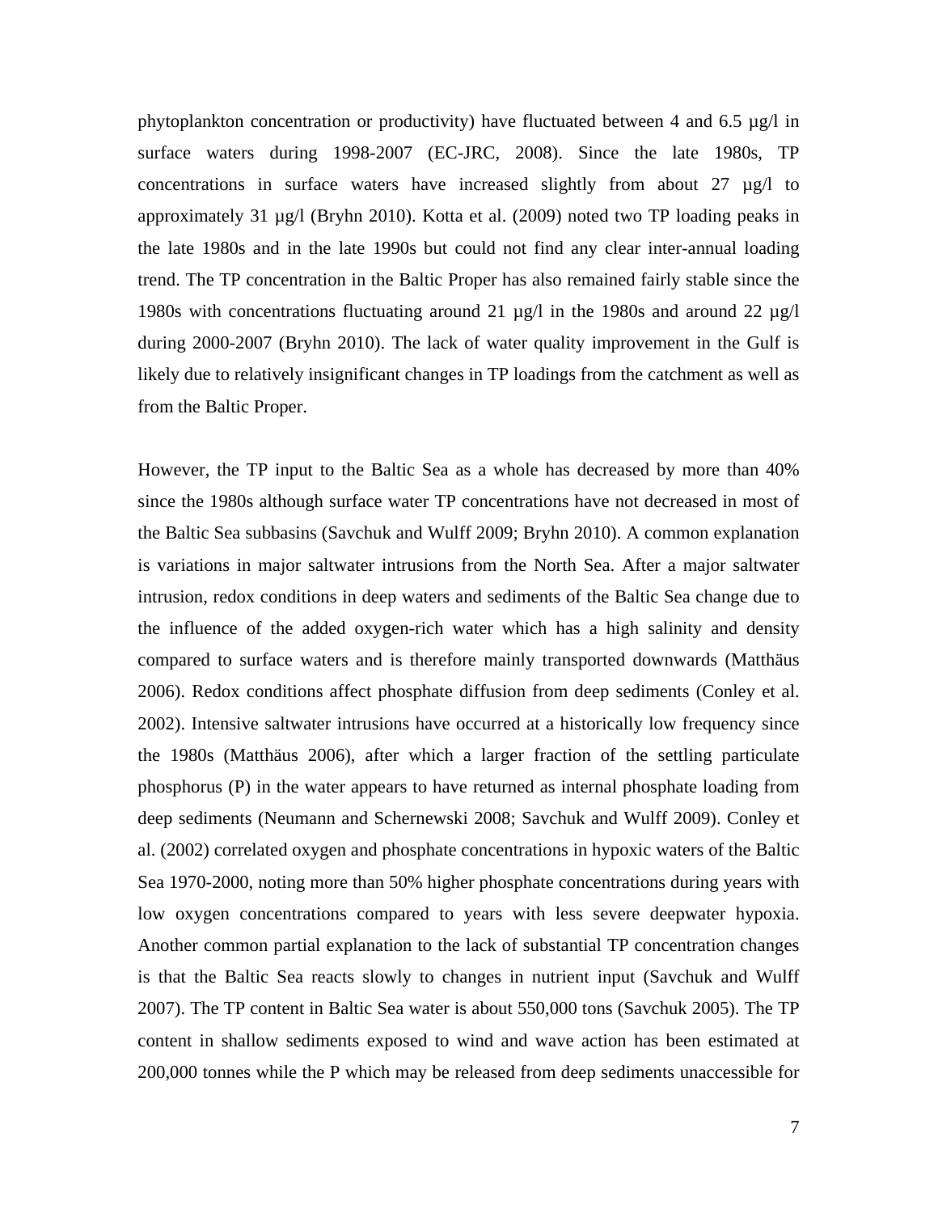phytoplankton concentration or productivity) have fluctuated between 4 and 6.5 µg/l in surface waters during 1998-2007 (EC-JRC, 2008). Since the late 1980s, TP concentrations in surface waters have increased slightly from about 27 µg/l to approximately 31 µg/l (Bryhn 2010). Kotta et al. (2009) noted two TP loading peaks in the late 1980s and in the late 1990s but could not find any clear inter-annual loading trend. The TP concentration in the Baltic Proper has also remained fairly stable since the 1980s with concentrations fluctuating around 21 µg/l in the 1980s and around 22 µg/l during 2000-2007 (Bryhn 2010). The lack of water quality improvement in the Gulf is likely due to relatively insignificant changes in TP loadings from the catchment as well as from the Baltic Proper.

However, the TP input to the Baltic Sea as a whole has decreased by more than 40% since the 1980s although surface water TP concentrations have not decreased in most of the Baltic Sea subbasins (Savchuk and Wulff 2009; Bryhn 2010). A common explanation is variations in major saltwater intrusions from the North Sea. After a major saltwater intrusion, redox conditions in deep waters and sediments of the Baltic Sea change due to the influence of the added oxygen-rich water which has a high salinity and density compared to surface waters and is therefore mainly transported downwards (Matthäus 2006). Redox conditions affect phosphate diffusion from deep sediments (Conley et al. 2002). Intensive saltwater intrusions have occurred at a historically low frequency since the 1980s (Matthäus 2006), after which a larger fraction of the settling particulate phosphorus (P) in the water appears to have returned as internal phosphate loading from deep sediments (Neumann and Schernewski 2008; Savchuk and Wulff 2009). Conley et al. (2002) correlated oxygen and phosphate concentrations in hypoxic waters of the Baltic Sea 1970-2000, noting more than 50% higher phosphate concentrations during years with low oxygen concentrations compared to years with less severe deepwater hypoxia. Another common partial explanation to the lack of substantial TP concentration changes is that the Baltic Sea reacts slowly to changes in nutrient input (Savchuk and Wulff 2007). The TP content in Baltic Sea water is about 550,000 tons (Savchuk 2005). The TP content in shallow sediments exposed to wind and wave action has been estimated at 200,000 tonnes while the P which may be released from deep sediments unaccessible for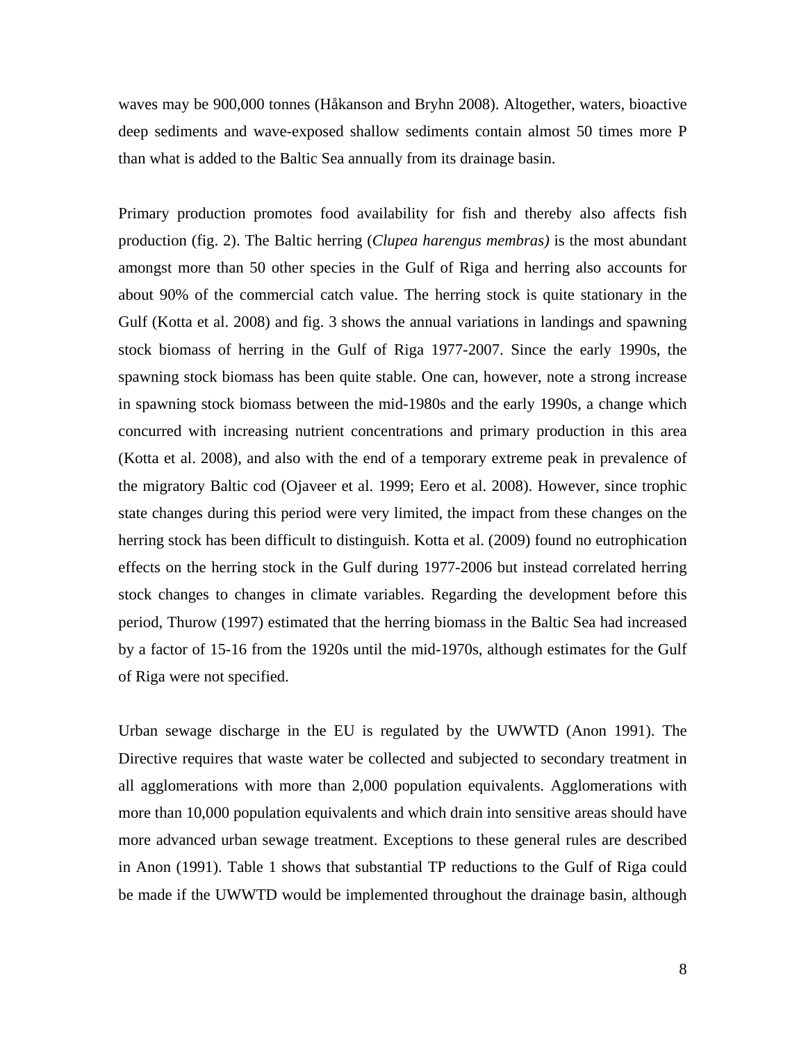waves may be 900,000 tonnes (Håkanson and Bryhn 2008). Altogether, waters, bioactive deep sediments and wave-exposed shallow sediments contain almost 50 times more P than what is added to the Baltic Sea annually from its drainage basin.

Primary production promotes food availability for fish and thereby also affects fish production (fig. 2). The Baltic herring (*Clupea harengus membras)* is the most abundant amongst more than 50 other species in the Gulf of Riga and herring also accounts for about 90% of the commercial catch value. The herring stock is quite stationary in the Gulf (Kotta et al. 2008) and fig. 3 shows the annual variations in landings and spawning stock biomass of herring in the Gulf of Riga 1977-2007. Since the early 1990s, the spawning stock biomass has been quite stable. One can, however, note a strong increase in spawning stock biomass between the mid-1980s and the early 1990s, a change which concurred with increasing nutrient concentrations and primary production in this area (Kotta et al. 2008), and also with the end of a temporary extreme peak in prevalence of the migratory Baltic cod (Ojaveer et al. 1999; Eero et al. 2008). However, since trophic state changes during this period were very limited, the impact from these changes on the herring stock has been difficult to distinguish. Kotta et al. (2009) found no eutrophication effects on the herring stock in the Gulf during 1977-2006 but instead correlated herring stock changes to changes in climate variables. Regarding the development before this period, Thurow (1997) estimated that the herring biomass in the Baltic Sea had increased by a factor of 15-16 from the 1920s until the mid-1970s, although estimates for the Gulf of Riga were not specified.

Urban sewage discharge in the EU is regulated by the UWWTD (Anon 1991). The Directive requires that waste water be collected and subjected to secondary treatment in all agglomerations with more than 2,000 population equivalents. Agglomerations with more than 10,000 population equivalents and which drain into sensitive areas should have more advanced urban sewage treatment. Exceptions to these general rules are described in Anon (1991). Table 1 shows that substantial TP reductions to the Gulf of Riga could be made if the UWWTD would be implemented throughout the drainage basin, although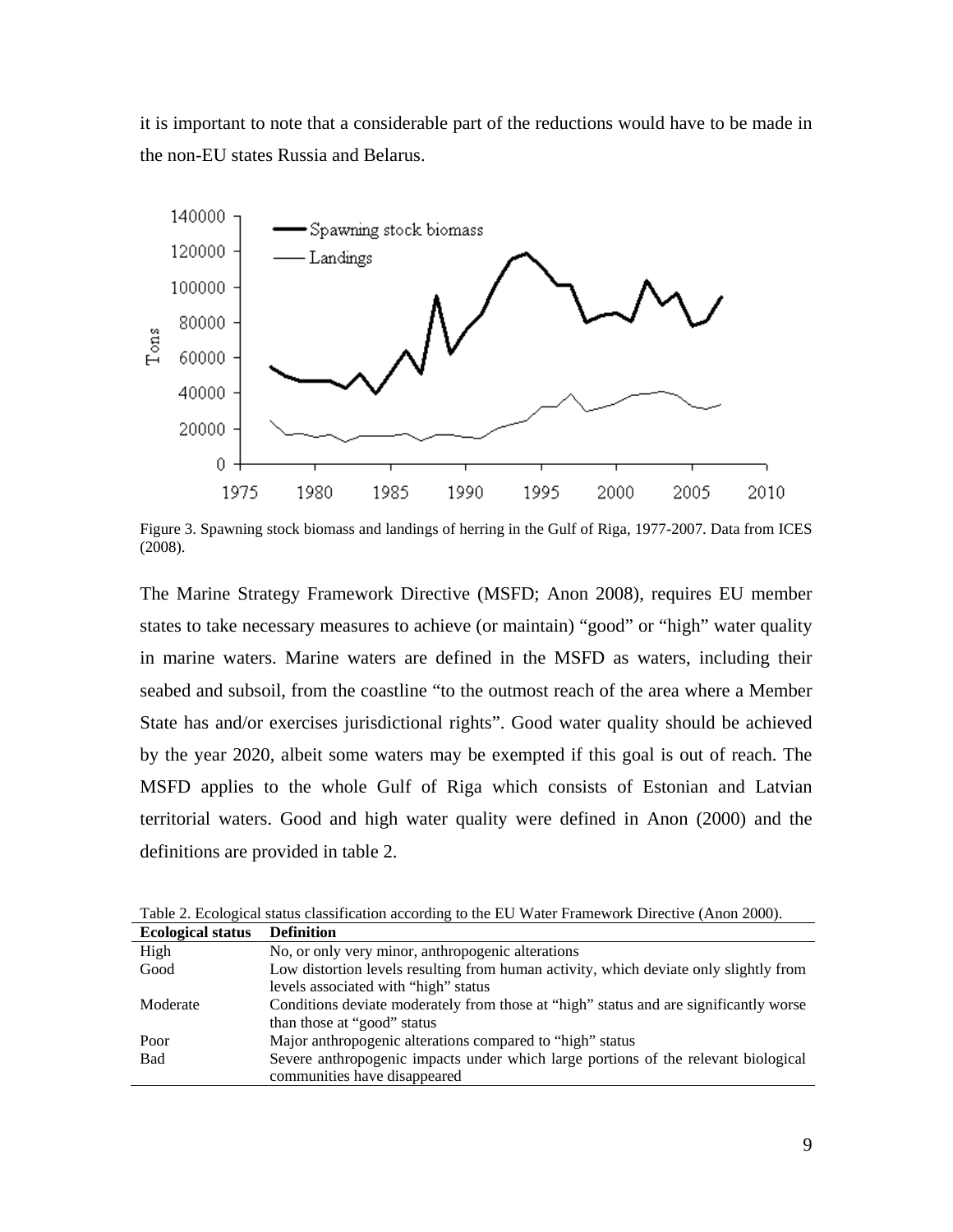it is important to note that a considerable part of the reductions would have to be made in the non-EU states Russia and Belarus.

Figure 3. Spawning stock biomass and landings of herring in the Gulf of Riga, 1977-2007. Data from ICES (2008).

The Marine Strategy Framework Directive (MSFD; Anon 2008), requires EU member states to take necessary measures to achieve (or maintain) "good" or "high" water quality in marine waters. Marine waters are defined in the MSFD as waters, including their seabed and subsoil, from the coastline "to the outmost reach of the area where a Member State has and/or exercises jurisdictional rights". Good water quality should be achieved by the year 2020, albeit some waters may be exempted if this goal is out of reach. The MSFD applies to the whole Gulf of Riga which consists of Estonian and Latvian territorial waters. Good and high water quality were defined in Anon (2000) and the definitions are provided in table 2.

Table 2. Ecological status classification according to the EU Water Framework Directive (Anon 2000).

| Ecological status | Definition |
|---|---|
| High | No, or only very minor, anthropogenic alterations |
| Good | Low distortion levels resulting from human activity, which deviate only slightly from levels associated with "high" status |
| Moderate | Conditions deviate moderately from those at "high" status and are significantly worse than those at "good" status |
| Poor | Major anthropogenic alterations compared to "high" status |
| Bad | Severe anthropogenic impacts under which large portions of the relevant biological communities have disappeared |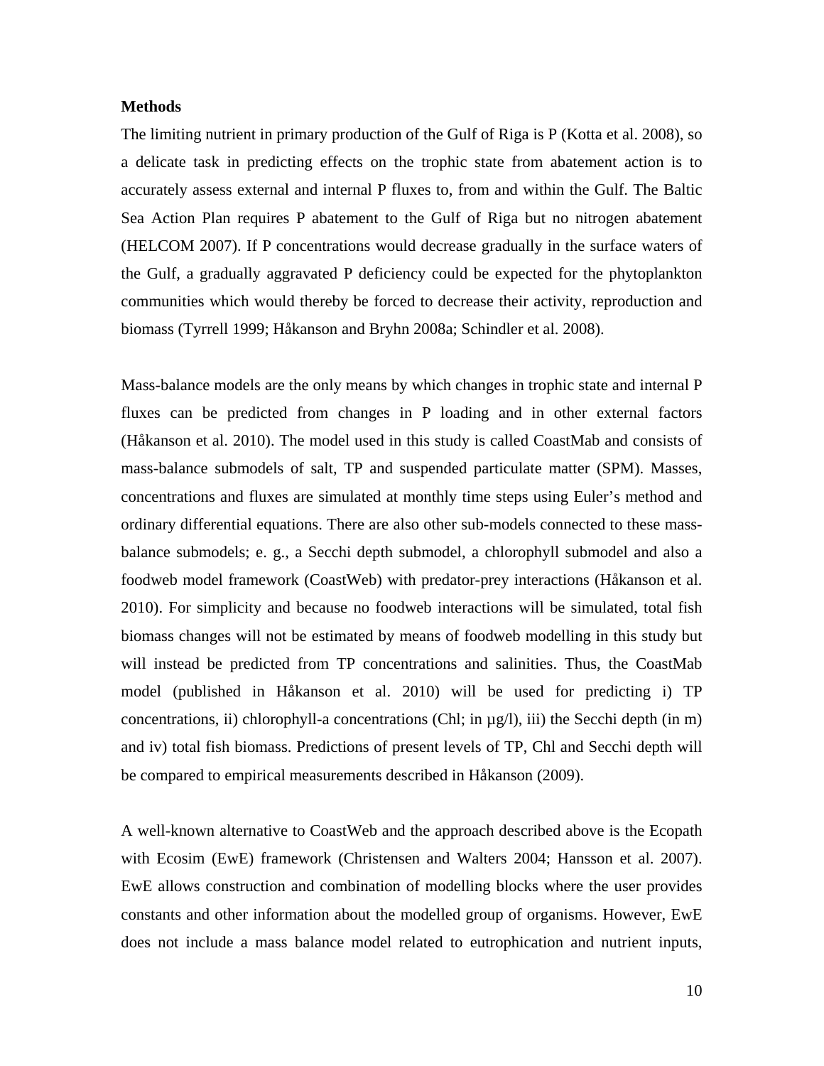**Methods**

The limiting nutrient in primary production of the Gulf of Riga is P (Kotta et al. 2008), so a delicate task in predicting effects on the trophic state from abatement action is to accurately assess external and internal P fluxes to, from and within the Gulf. The Baltic Sea Action Plan requires P abatement to the Gulf of Riga but no nitrogen abatement (HELCOM 2007). If P concentrations would decrease gradually in the surface waters of the Gulf, a gradually aggravated P deficiency could be expected for the phytoplankton communities which would thereby be forced to decrease their activity, reproduction and biomass (Tyrrell 1999; Håkanson and Bryhn 2008a; Schindler et al. 2008).

Mass-balance models are the only means by which changes in trophic state and internal P fluxes can be predicted from changes in P loading and in other external factors (Håkanson et al. 2010). The model used in this study is called CoastMab and consists of mass-balance submodels of salt, TP and suspended particulate matter (SPM). Masses, concentrations and fluxes are simulated at monthly time steps using Euler's method and ordinary differential equations. There are also other sub-models connected to these mass-balance submodels; e. g., a Secchi depth submodel, a chlorophyll submodel and also a foodweb model framework (CoastWeb) with predator-prey interactions (Håkanson et al. 2010). For simplicity and because no foodweb interactions will be simulated, total fish biomass changes will not be estimated by means of foodweb modelling in this study but will instead be predicted from TP concentrations and salinities. Thus, the CoastMab model (published in Håkanson et al. 2010) will be used for predicting i) TP concentrations, ii) chlorophyll-a concentrations (Chl; in µg/l), iii) the Secchi depth (in m) and iv) total fish biomass. Predictions of present levels of TP, Chl and Secchi depth will be compared to empirical measurements described in Håkanson (2009).

A well-known alternative to CoastWeb and the approach described above is the Ecopath with Ecosim (EwE) framework (Christensen and Walters 2004; Hansson et al. 2007). EwE allows construction and combination of modelling blocks where the user provides constants and other information about the modelled group of organisms. However, EwE does not include a mass balance model related to eutrophication and nutrient inputs,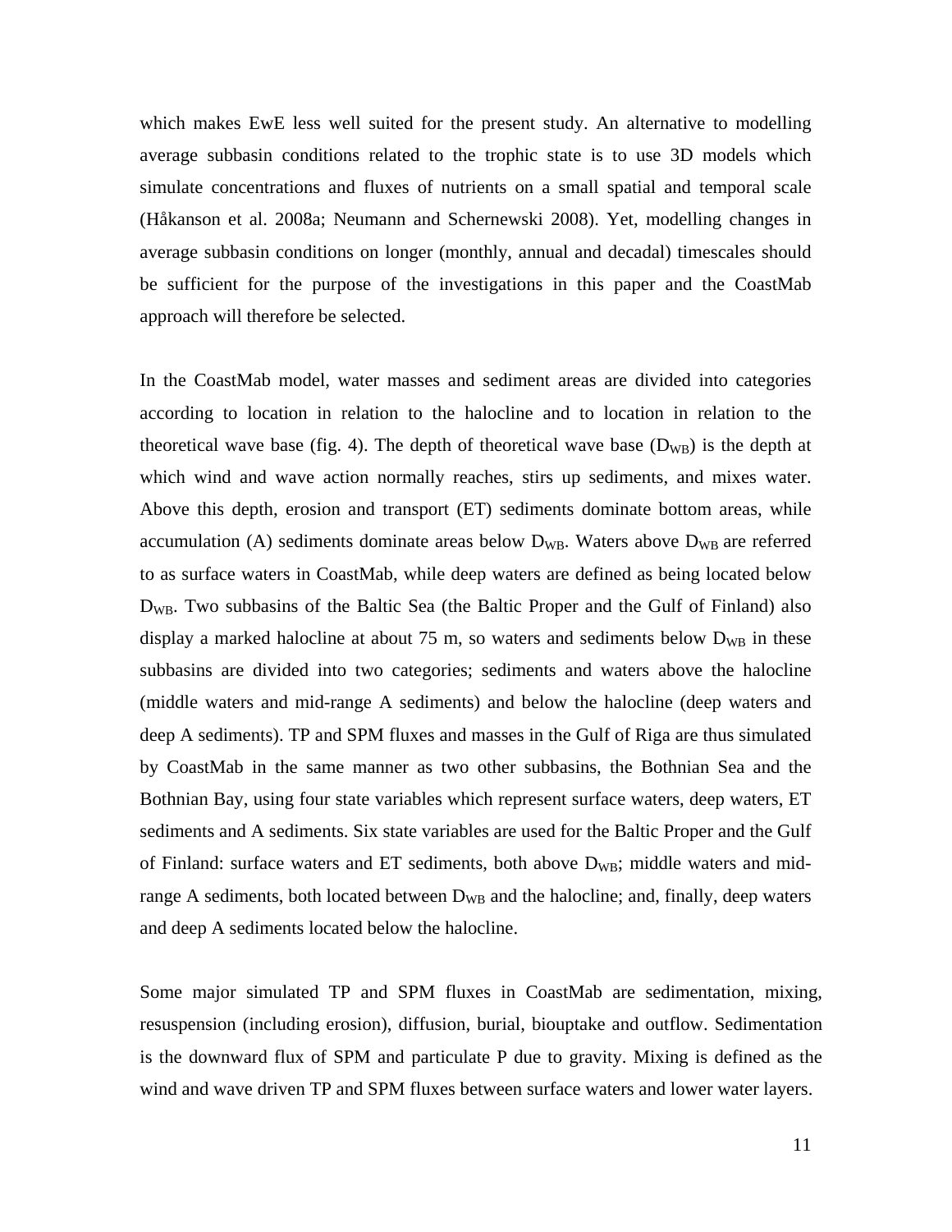which makes EwE less well suited for the present study. An alternative to modelling average subbasin conditions related to the trophic state is to use 3D models which simulate concentrations and fluxes of nutrients on a small spatial and temporal scale (Håkanson et al. 2008a; Neumann and Schernewski 2008). Yet, modelling changes in average subbasin conditions on longer (monthly, annual and decadal) timescales should be sufficient for the purpose of the investigations in this paper and the CoastMab approach will therefore be selected.

In the CoastMab model, water masses and sediment areas are divided into categories according to location in relation to the halocline and to location in relation to the theoretical wave base (fig. 4). The depth of theoretical wave base ($D_{WB}$) is the depth at which wind and wave action normally reaches, stirs up sediments, and mixes water. Above this depth, erosion and transport (ET) sediments dominate bottom areas, while accumulation (A) sediments dominate areas below $D_{WB}$. Waters above $D_{WB}$ are referred to as surface waters in CoastMab, while deep waters are defined as being located below $D_{WB}$. Two subbasins of the Baltic Sea (the Baltic Proper and the Gulf of Finland) also display a marked halocline at about 75 m, so waters and sediments below $D_{WB}$ in these subbasins are divided into two categories; sediments and waters above the halocline (middle waters and mid-range A sediments) and below the halocline (deep waters and deep A sediments). TP and SPM fluxes and masses in the Gulf of Riga are thus simulated by CoastMab in the same manner as two other subbasins, the Bothnian Sea and the Bothnian Bay, using four state variables which represent surface waters, deep waters, ET sediments and A sediments. Six state variables are used for the Baltic Proper and the Gulf of Finland: surface waters and ET sediments, both above $D_{WB}$; middle waters and mid-range A sediments, both located between $D_{WB}$ and the halocline; and, finally, deep waters and deep A sediments located below the halocline.

Some major simulated TP and SPM fluxes in CoastMab are sedimentation, mixing, resuspension (including erosion), diffusion, burial, biouptake and outflow. Sedimentation is the downward flux of SPM and particulate P due to gravity. Mixing is defined as the wind and wave driven TP and SPM fluxes between surface waters and lower water layers.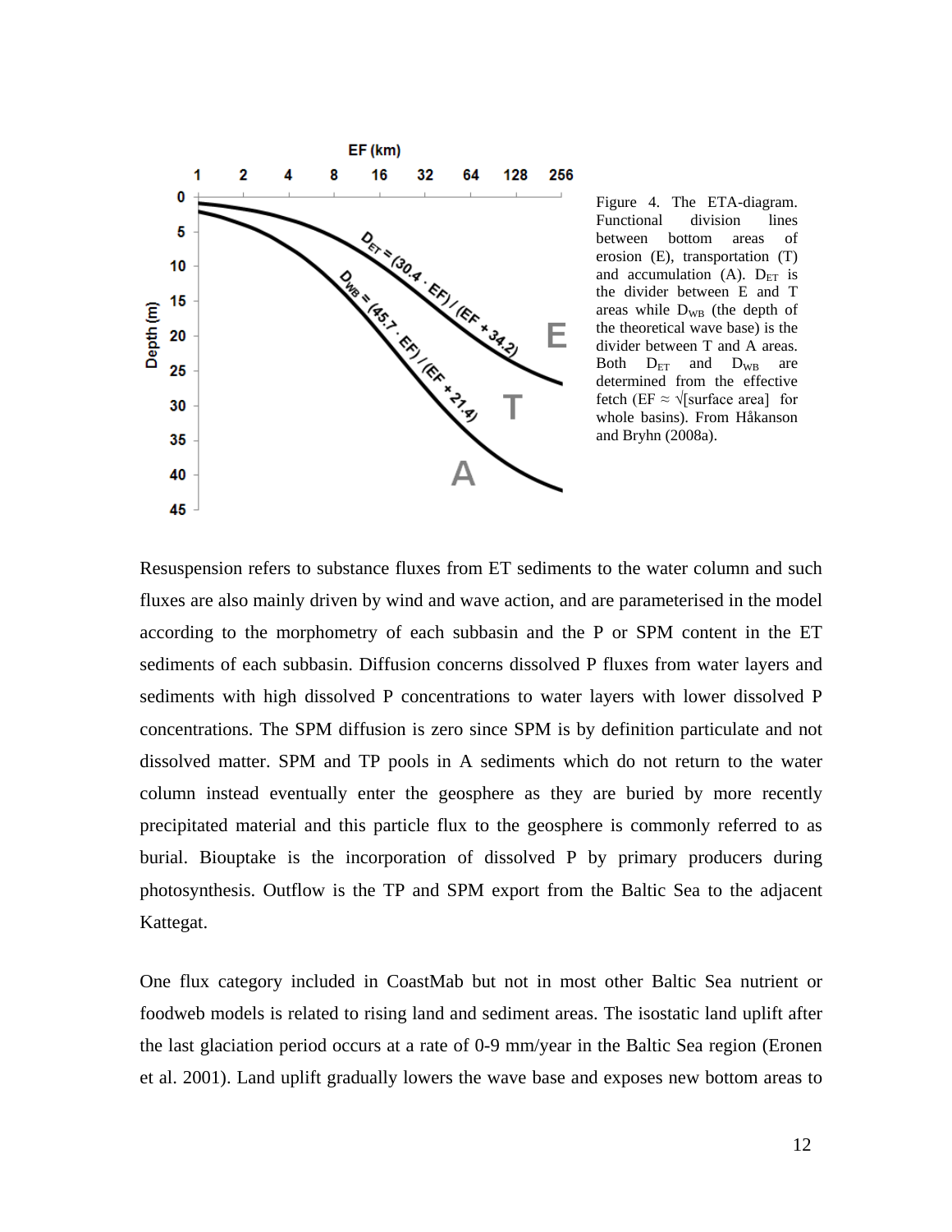Figure 4. The ETA-diagram. Functional division lines between bottom areas of erosion (E), transportation (T) and accumulation (A). $D_{ET}$ is the divider between E and T areas while $D_{WB}$ (the depth of the theoretical wave base) is the divider between T and A areas. Both $D_{ET}$ and $D_{WB}$ are determined from the effective fetch (EF ≈ √[surface area] for whole basins). From Håkanson and Bryhn (2008a).

Resuspension refers to substance fluxes from ET sediments to the water column and such fluxes are also mainly driven by wind and wave action, and are parameterised in the model according to the morphometry of each subbasin and the P or SPM content in the ET sediments of each subbasin. Diffusion concerns dissolved P fluxes from water layers and sediments with high dissolved P concentrations to water layers with lower dissolved P concentrations. The SPM diffusion is zero since SPM is by definition particulate and not dissolved matter. SPM and TP pools in A sediments which do not return to the water column instead eventually enter the geosphere as they are buried by more recently precipitated material and this particle flux to the geosphere is commonly referred to as burial. Biouptake is the incorporation of dissolved P by primary producers during photosynthesis. Outflow is the TP and SPM export from the Baltic Sea to the adjacent Kattegat.

One flux category included in CoastMab but not in most other Baltic Sea nutrient or foodweb models is related to rising land and sediment areas. The isostatic land uplift after the last glaciation period occurs at a rate of 0-9 mm/year in the Baltic Sea region (Eronen et al. 2001). Land uplift gradually lowers the wave base and exposes new bottom areas to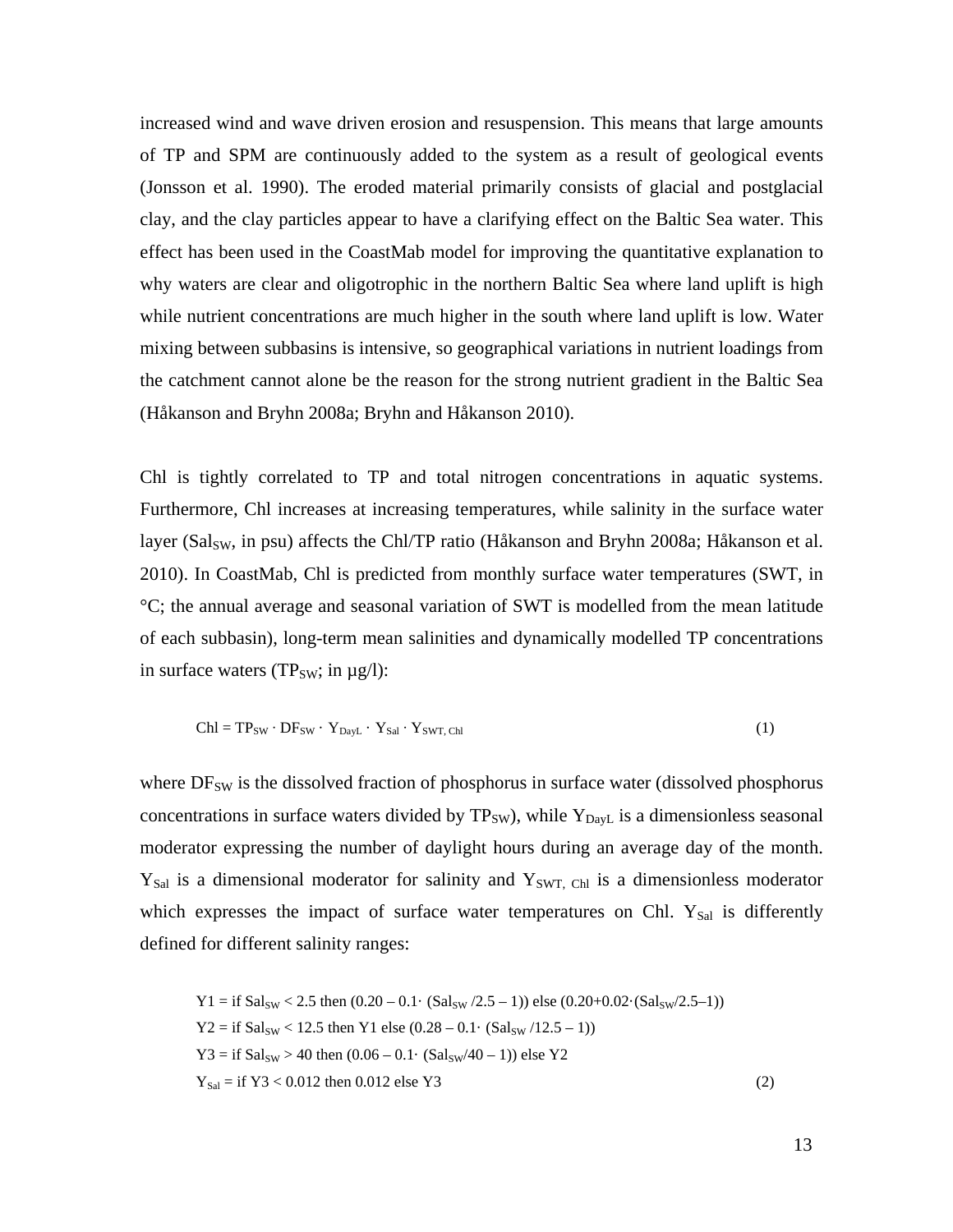increased wind and wave driven erosion and resuspension. This means that large amounts of TP and SPM are continuously added to the system as a result of geological events (Jonsson et al. 1990). The eroded material primarily consists of glacial and postglacial clay, and the clay particles appear to have a clarifying effect on the Baltic Sea water. This effect has been used in the CoastMab model for improving the quantitative explanation to why waters are clear and oligotrophic in the northern Baltic Sea where land uplift is high while nutrient concentrations are much higher in the south where land uplift is low. Water mixing between subbasins is intensive, so geographical variations in nutrient loadings from the catchment cannot alone be the reason for the strong nutrient gradient in the Baltic Sea (Håkanson and Bryhn 2008a; Bryhn and Håkanson 2010).

Chl is tightly correlated to TP and total nitrogen concentrations in aquatic systems. Furthermore, Chl increases at increasing temperatures, while salinity in the surface water layer ($Sal_{SW}$, in psu) affects the Chl/TP ratio (Håkanson and Bryhn 2008a; Håkanson et al. 2010). In CoastMab, Chl is predicted from monthly surface water temperatures (SWT, in °C; the annual average and seasonal variation of SWT is modelled from the mean latitude of each subbasin), long-term mean salinities and dynamically modelled TP concentrations in surface waters ($TP_{SW}$; in µg/l):

$$\mathrm{Chl} = TP_{SW} \cdot DF_{SW} \cdot Y_{DayL} \cdot Y_{Sal} \cdot Y_{SWT,\,Chl} \tag{1}$$

where $DF_{SW}$ is the dissolved fraction of phosphorus in surface water (dissolved phosphorus concentrations in surface waters divided by $TP_{SW}$), while $Y_{DayL}$ is a dimensionless seasonal moderator expressing the number of daylight hours during an average day of the month. $Y_{Sal}$ is a dimensional moderator for salinity and $Y_{SWT,\,Chl}$ is a dimensionless moderator which expresses the impact of surface water temperatures on Chl. $Y_{Sal}$ is differently defined for different salinity ranges:

$$
\begin{aligned}
&Y1 = \text{if } Sal_{SW} < 2.5 \text{ then } (0.20 - 0.1 \cdot (Sal_{SW}/2.5 - 1)) \text{ else } (0.20 + 0.02 \cdot (Sal_{SW}/2.5 - 1))\\
&Y2 = \text{if } Sal_{SW} < 12.5 \text{ then } Y1 \text{ else } (0.28 - 0.1 \cdot (Sal_{SW}/12.5 - 1))\\
&Y3 = \text{if } Sal_{SW} > 40 \text{ then } (0.06 - 0.1 \cdot (Sal_{SW}/40 - 1)) \text{ else } Y2\\
&Y_{Sal} = \text{if } Y3 < 0.012 \text{ then } 0.012 \text{ else } Y3
\end{aligned}
\tag{2}
$$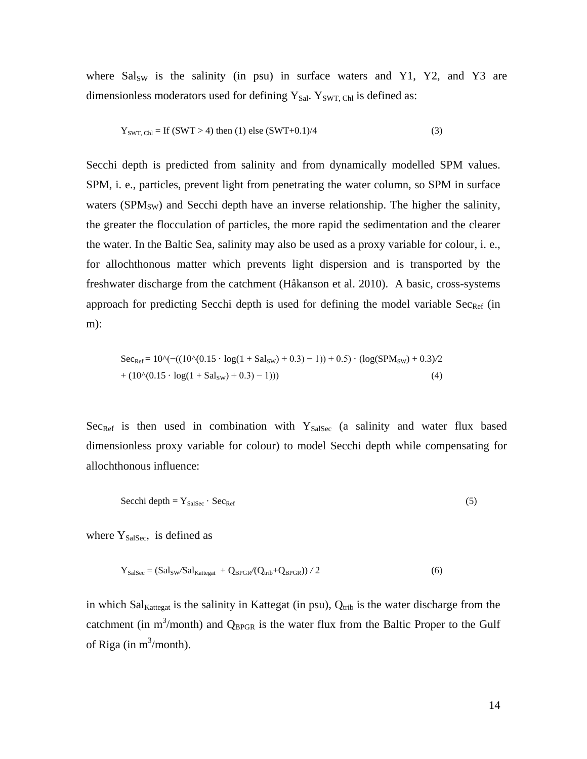where $Sal_{SW}$ is the salinity (in psu) in surface waters and Y1, Y2, and Y3 are dimensionless moderators used for defining $Y_{Sal}$. $Y_{SWT, Chl}$ is defined as:

$$Y_{SWT, Chl} = \text{If } (SWT > 4) \text{ then } (1) \text{ else } (SWT+0.1)/4 \tag{3}$$

Secchi depth is predicted from salinity and from dynamically modelled SPM values. SPM, i. e., particles, prevent light from penetrating the water column, so SPM in surface waters ($SPM_{SW}$) and Secchi depth have an inverse relationship. The higher the salinity, the greater the flocculation of particles, the more rapid the sedimentation and the clearer the water. In the Baltic Sea, salinity may also be used as a proxy variable for colour, i. e., for allochthonous matter which prevents light dispersion and is transported by the freshwater discharge from the catchment (Håkanson et al. 2010). A basic, cross-systems approach for predicting Secchi depth is used for defining the model variable $Sec_{Ref}$ (in m):

$$Sec_{Ref} = 10^{(-((10^{(0.15 \cdot \log(1 + Sal_{SW}) + 0.3)} - 1)) + 0.5) \cdot (\log(SPM_{SW}) + 0.3)/2 + (10^{(0.15 \cdot \log(1 + Sal_{SW}) + 0.3)} - 1))} \tag{4}$$

$Sec_{Ref}$ is then used in combination with $Y_{SalSec}$ (a salinity and water flux based dimensionless proxy variable for colour) to model Secchi depth while compensating for allochthonous influence:

$$\text{Secchi depth} = Y_{SalSec} \cdot Sec_{Ref} \tag{5}$$

where $Y_{SalSec}$, is defined as

$$Y_{SalSec} = (Sal_{SW}/Sal_{Kattegat} + Q_{BPGR}/(Q_{trib}+Q_{BPGR})) / 2 \tag{6}$$

in which $Sal_{Kattegat}$ is the salinity in Kattegat (in psu), $Q_{trib}$ is the water discharge from the catchment (in $m^3$/month) and $Q_{BPGR}$ is the water flux from the Baltic Proper to the Gulf of Riga (in $m^3$/month).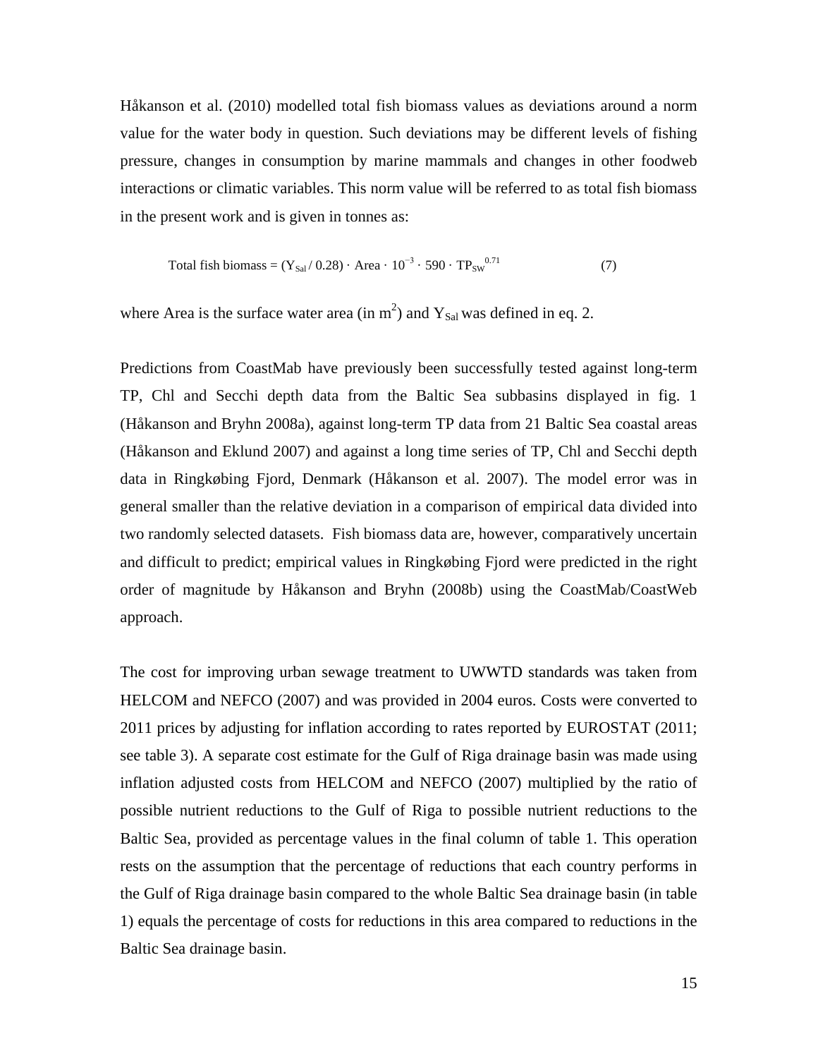Håkanson et al. (2010) modelled total fish biomass values as deviations around a norm value for the water body in question. Such deviations may be different levels of fishing pressure, changes in consumption by marine mammals and changes in other foodweb interactions or climatic variables. This norm value will be referred to as total fish biomass in the present work and is given in tonnes as:

$$\text{Total fish biomass} = (Y_{Sal} / 0.28) \cdot \text{Area} \cdot 10^{-3} \cdot 590 \cdot TP_{SW}^{0.71} \tag{7}$$

where Area is the surface water area (in $m^2$) and $Y_{Sal}$ was defined in eq. 2.

Predictions from CoastMab have previously been successfully tested against long-term TP, Chl and Secchi depth data from the Baltic Sea subbasins displayed in fig. 1 (Håkanson and Bryhn 2008a), against long-term TP data from 21 Baltic Sea coastal areas (Håkanson and Eklund 2007) and against a long time series of TP, Chl and Secchi depth data in Ringkøbing Fjord, Denmark (Håkanson et al. 2007). The model error was in general smaller than the relative deviation in a comparison of empirical data divided into two randomly selected datasets. Fish biomass data are, however, comparatively uncertain and difficult to predict; empirical values in Ringkøbing Fjord were predicted in the right order of magnitude by Håkanson and Bryhn (2008b) using the CoastMab/CoastWeb approach.

The cost for improving urban sewage treatment to UWWTD standards was taken from HELCOM and NEFCO (2007) and was provided in 2004 euros. Costs were converted to 2011 prices by adjusting for inflation according to rates reported by EUROSTAT (2011; see table 3). A separate cost estimate for the Gulf of Riga drainage basin was made using inflation adjusted costs from HELCOM and NEFCO (2007) multiplied by the ratio of possible nutrient reductions to the Gulf of Riga to possible nutrient reductions to the Baltic Sea, provided as percentage values in the final column of table 1. This operation rests on the assumption that the percentage of reductions that each country performs in the Gulf of Riga drainage basin compared to the whole Baltic Sea drainage basin (in table 1) equals the percentage of costs for reductions in this area compared to reductions in the Baltic Sea drainage basin.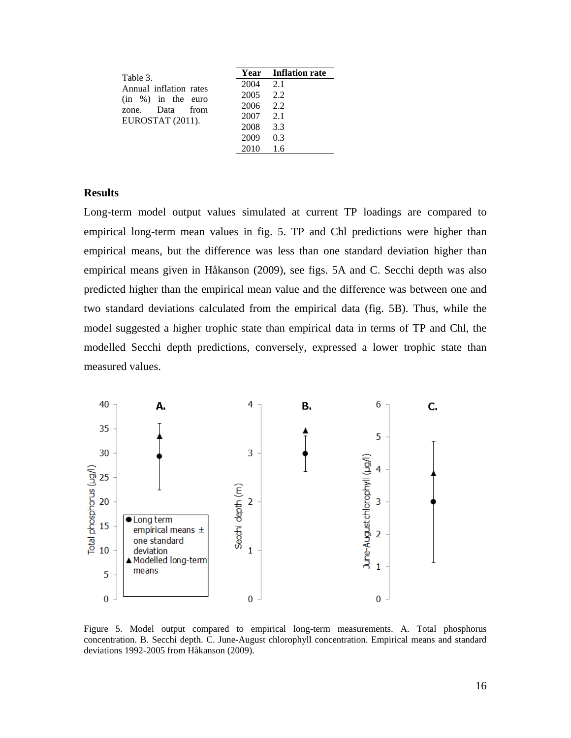Table 3.
Annual inflation rates (in %) in the euro zone. Data from EUROSTAT (2011).

| Year | Inflation rate |
| --- | --- |
| 2004 | 2.1 |
| 2005 | 2.2 |
| 2006 | 2.2 |
| 2007 | 2.1 |
| 2008 | 3.3 |
| 2009 | 0.3 |
| 2010 | 1.6 |

## Results

Long-term model output values simulated at current TP loadings are compared to empirical long-term mean values in fig. 5. TP and Chl predictions were higher than empirical means, but the difference was less than one standard deviation higher than empirical means given in Håkanson (2009), see figs. 5A and C. Secchi depth was also predicted higher than the empirical mean value and the difference was between one and two standard deviations calculated from the empirical data (fig. 5B). Thus, while the model suggested a higher trophic state than empirical data in terms of TP and Chl, the modelled Secchi depth predictions, conversely, expressed a lower trophic state than measured values.

Figure 5. Model output compared to empirical long-term measurements. A. Total phosphorus concentration. B. Secchi depth. C. June-August chlorophyll concentration. Empirical means and standard deviations 1992-2005 from Håkanson (2009).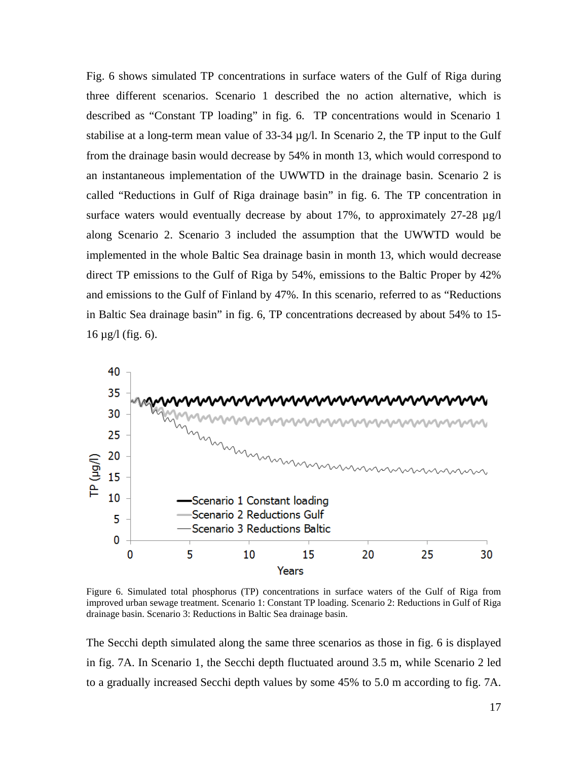Fig. 6 shows simulated TP concentrations in surface waters of the Gulf of Riga during three different scenarios. Scenario 1 described the no action alternative, which is described as "Constant TP loading" in fig. 6. TP concentrations would in Scenario 1 stabilise at a long-term mean value of 33-34 µg/l. In Scenario 2, the TP input to the Gulf from the drainage basin would decrease by 54% in month 13, which would correspond to an instantaneous implementation of the UWWTD in the drainage basin. Scenario 2 is called "Reductions in Gulf of Riga drainage basin" in fig. 6. The TP concentration in surface waters would eventually decrease by about 17%, to approximately 27-28 µg/l along Scenario 2. Scenario 3 included the assumption that the UWWTD would be implemented in the whole Baltic Sea drainage basin in month 13, which would decrease direct TP emissions to the Gulf of Riga by 54%, emissions to the Baltic Proper by 42% and emissions to the Gulf of Finland by 47%. In this scenario, referred to as "Reductions in Baltic Sea drainage basin" in fig. 6, TP concentrations decreased by about 54% to 15-16 µg/l (fig. 6).

Figure 6. Simulated total phosphorus (TP) concentrations in surface waters of the Gulf of Riga from improved urban sewage treatment. Scenario 1: Constant TP loading. Scenario 2: Reductions in Gulf of Riga drainage basin. Scenario 3: Reductions in Baltic Sea drainage basin.

The Secchi depth simulated along the same three scenarios as those in fig. 6 is displayed in fig. 7A. In Scenario 1, the Secchi depth fluctuated around 3.5 m, while Scenario 2 led to a gradually increased Secchi depth values by some 45% to 5.0 m according to fig. 7A.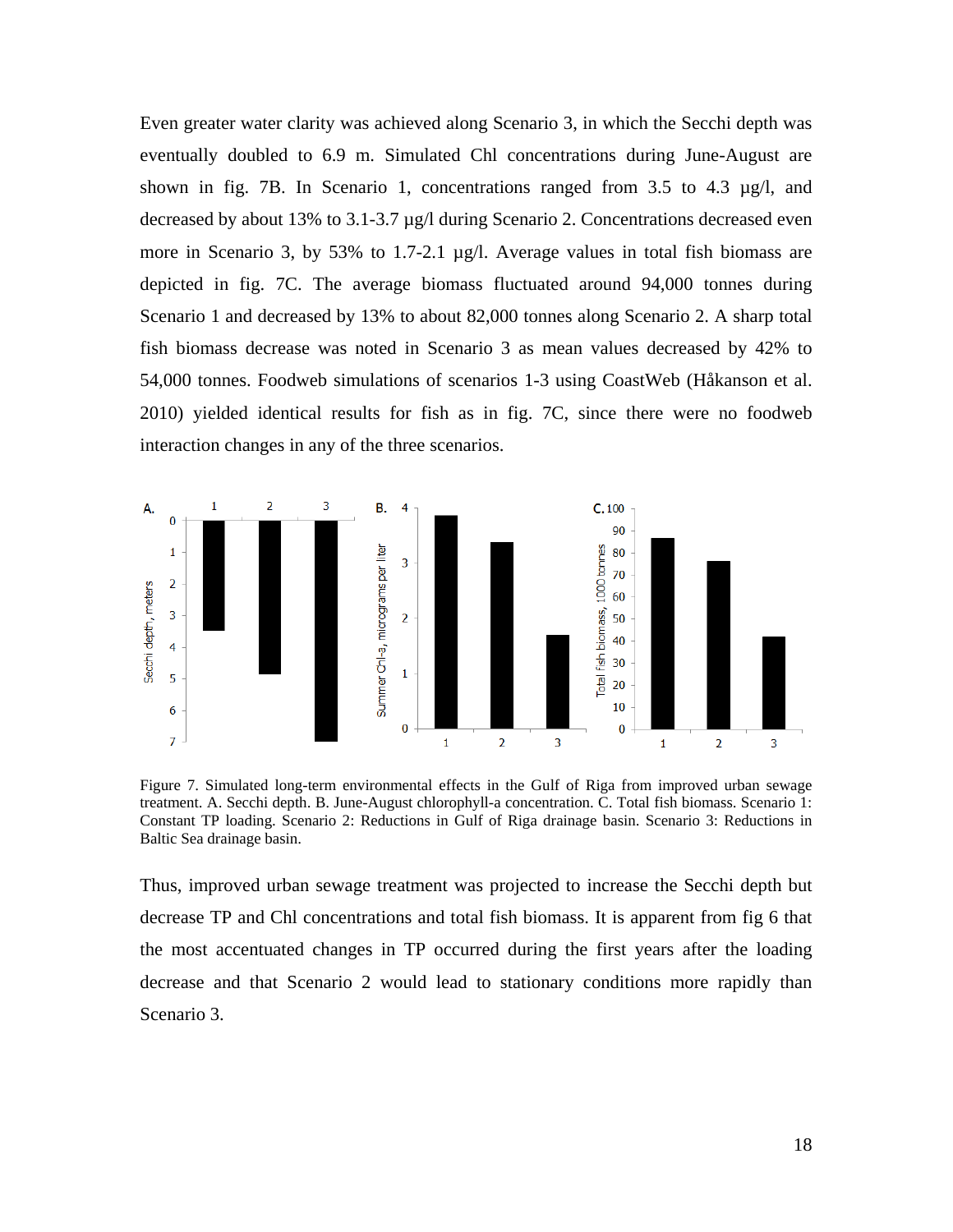Even greater water clarity was achieved along Scenario 3, in which the Secchi depth was eventually doubled to 6.9 m. Simulated Chl concentrations during June-August are shown in fig. 7B. In Scenario 1, concentrations ranged from 3.5 to 4.3 µg/l, and decreased by about 13% to 3.1-3.7 µg/l during Scenario 2. Concentrations decreased even more in Scenario 3, by 53% to 1.7-2.1 µg/l. Average values in total fish biomass are depicted in fig. 7C. The average biomass fluctuated around 94,000 tonnes during Scenario 1 and decreased by 13% to about 82,000 tonnes along Scenario 2. A sharp total fish biomass decrease was noted in Scenario 3 as mean values decreased by 42% to 54,000 tonnes. Foodweb simulations of scenarios 1-3 using CoastWeb (Håkanson et al. 2010) yielded identical results for fish as in fig. 7C, since there were no foodweb interaction changes in any of the three scenarios.

Figure 7. Simulated long-term environmental effects in the Gulf of Riga from improved urban sewage treatment. A. Secchi depth. B. June-August chlorophyll-a concentration. C. Total fish biomass. Scenario 1: Constant TP loading. Scenario 2: Reductions in Gulf of Riga drainage basin. Scenario 3: Reductions in Baltic Sea drainage basin.

Thus, improved urban sewage treatment was projected to increase the Secchi depth but decrease TP and Chl concentrations and total fish biomass. It is apparent from fig 6 that the most accentuated changes in TP occurred during the first years after the loading decrease and that Scenario 2 would lead to stationary conditions more rapidly than Scenario 3.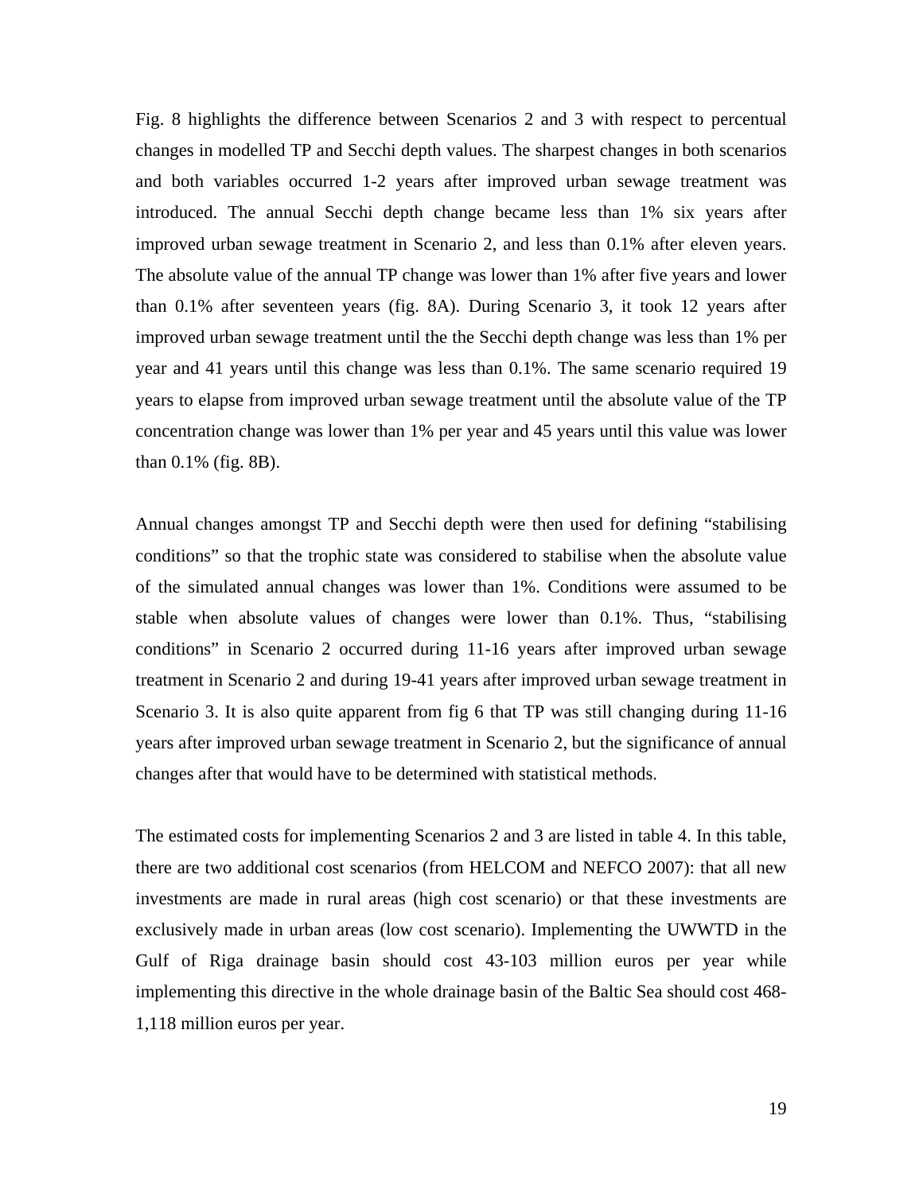Fig. 8 highlights the difference between Scenarios 2 and 3 with respect to percentual changes in modelled TP and Secchi depth values. The sharpest changes in both scenarios and both variables occurred 1-2 years after improved urban sewage treatment was introduced. The annual Secchi depth change became less than 1% six years after improved urban sewage treatment in Scenario 2, and less than 0.1% after eleven years. The absolute value of the annual TP change was lower than 1% after five years and lower than 0.1% after seventeen years (fig. 8A). During Scenario 3, it took 12 years after improved urban sewage treatment until the the Secchi depth change was less than 1% per year and 41 years until this change was less than 0.1%. The same scenario required 19 years to elapse from improved urban sewage treatment until the absolute value of the TP concentration change was lower than 1% per year and 45 years until this value was lower than 0.1% (fig. 8B).

Annual changes amongst TP and Secchi depth were then used for defining "stabilising conditions" so that the trophic state was considered to stabilise when the absolute value of the simulated annual changes was lower than 1%. Conditions were assumed to be stable when absolute values of changes were lower than 0.1%. Thus, "stabilising conditions" in Scenario 2 occurred during 11-16 years after improved urban sewage treatment in Scenario 2 and during 19-41 years after improved urban sewage treatment in Scenario 3. It is also quite apparent from fig 6 that TP was still changing during 11-16 years after improved urban sewage treatment in Scenario 2, but the significance of annual changes after that would have to be determined with statistical methods.

The estimated costs for implementing Scenarios 2 and 3 are listed in table 4. In this table, there are two additional cost scenarios (from HELCOM and NEFCO 2007): that all new investments are made in rural areas (high cost scenario) or that these investments are exclusively made in urban areas (low cost scenario). Implementing the UWWTD in the Gulf of Riga drainage basin should cost 43-103 million euros per year while implementing this directive in the whole drainage basin of the Baltic Sea should cost 468-1,118 million euros per year.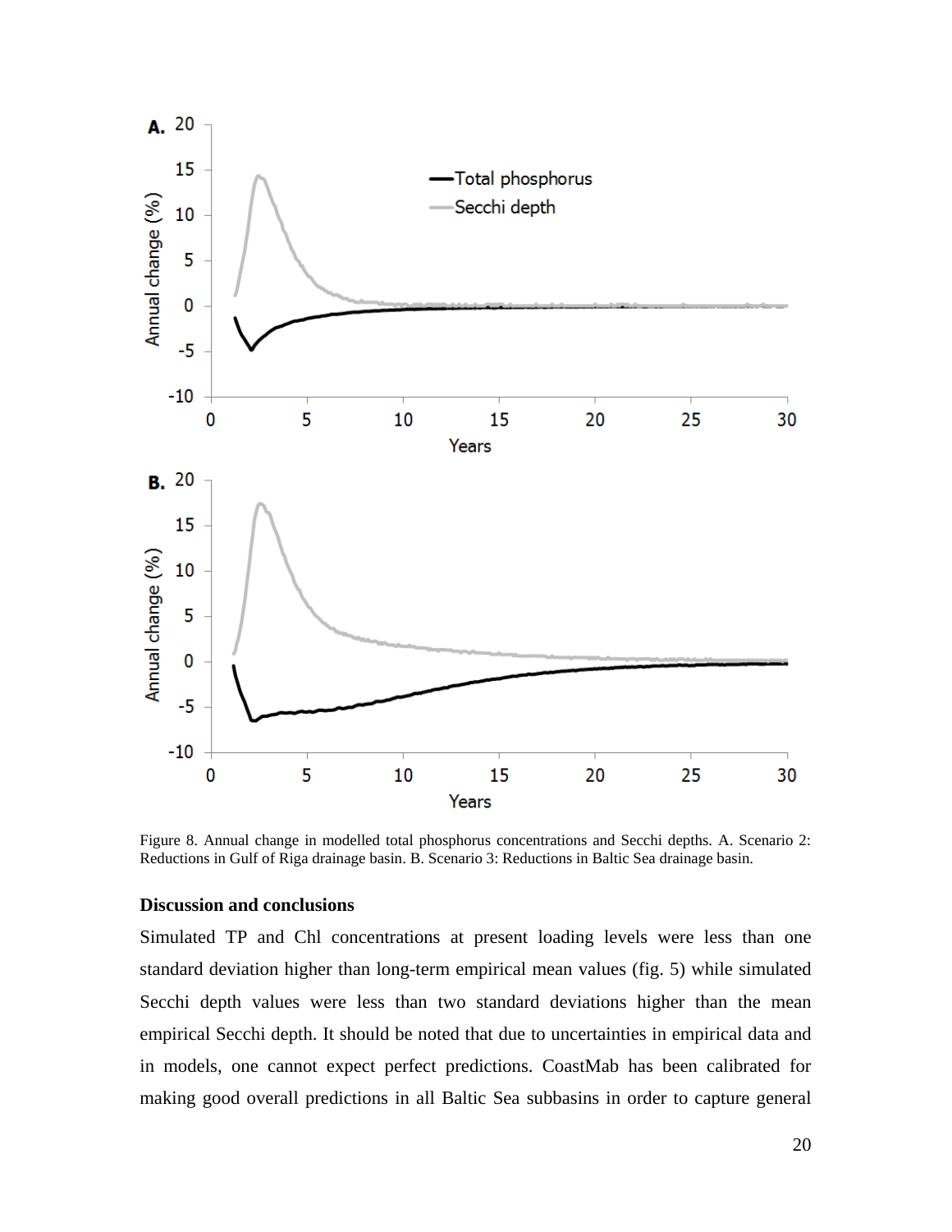Figure 8. Annual change in modelled total phosphorus concentrations and Secchi depths. A. Scenario 2: Reductions in Gulf of Riga drainage basin. B. Scenario 3: Reductions in Baltic Sea drainage basin.

## Discussion and conclusions

Simulated TP and Chl concentrations at present loading levels were less than one standard deviation higher than long-term empirical mean values (fig. 5) while simulated Secchi depth values were less than two standard deviations higher than the mean empirical Secchi depth. It should be noted that due to uncertainties in empirical data and in models, one cannot expect perfect predictions. CoastMab has been calibrated for making good overall predictions in all Baltic Sea subbasins in order to capture general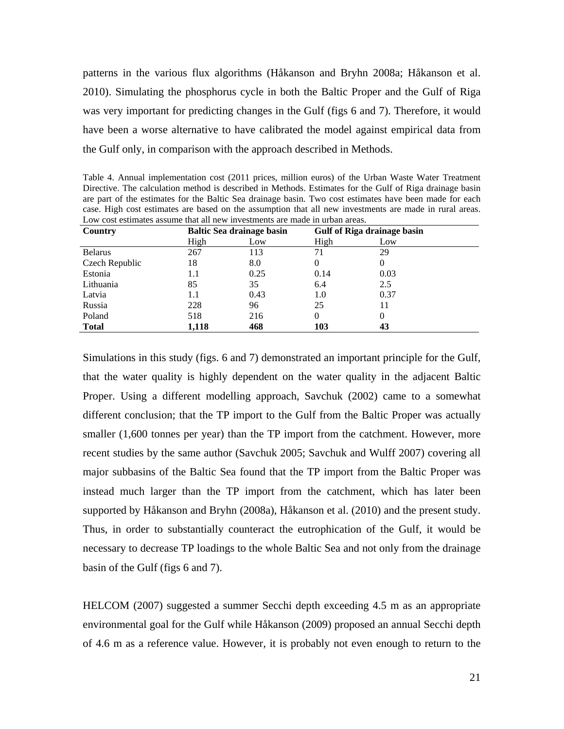patterns in the various flux algorithms (Håkanson and Bryhn 2008a; Håkanson et al. 2010). Simulating the phosphorus cycle in both the Baltic Proper and the Gulf of Riga was very important for predicting changes in the Gulf (figs 6 and 7). Therefore, it would have been a worse alternative to have calibrated the model against empirical data from the Gulf only, in comparison with the approach described in Methods.

Table 4. Annual implementation cost (2011 prices, million euros) of the Urban Waste Water Treatment Directive. The calculation method is described in Methods. Estimates for the Gulf of Riga drainage basin are part of the estimates for the Baltic Sea drainage basin. Two cost estimates have been made for each case. High cost estimates are based on the assumption that all new investments are made in rural areas. Low cost estimates assume that all new investments are made in urban areas.

| **Country** | **Baltic Sea drainage basin** | | **Gulf of Riga drainage basin** | |
|---|---|---|---|---|
| | High | Low | High | Low |
| Belarus | 267 | 113 | 71 | 29 |
| Czech Republic | 18 | 8.0 | 0 | 0 |
| Estonia | 1.1 | 0.25 | 0.14 | 0.03 |
| Lithuania | 85 | 35 | 6.4 | 2.5 |
| Latvia | 1.1 | 0.43 | 1.0 | 0.37 |
| Russia | 228 | 96 | 25 | 11 |
| Poland | 518 | 216 | 0 | 0 |
| **Total** | **1,118** | **468** | **103** | **43** |

Simulations in this study (figs. 6 and 7) demonstrated an important principle for the Gulf, that the water quality is highly dependent on the water quality in the adjacent Baltic Proper. Using a different modelling approach, Savchuk (2002) came to a somewhat different conclusion; that the TP import to the Gulf from the Baltic Proper was actually smaller (1,600 tonnes per year) than the TP import from the catchment. However, more recent studies by the same author (Savchuk 2005; Savchuk and Wulff 2007) covering all major subbasins of the Baltic Sea found that the TP import from the Baltic Proper was instead much larger than the TP import from the catchment, which has later been supported by Håkanson and Bryhn (2008a), Håkanson et al. (2010) and the present study. Thus, in order to substantially counteract the eutrophication of the Gulf, it would be necessary to decrease TP loadings to the whole Baltic Sea and not only from the drainage basin of the Gulf (figs 6 and 7).

HELCOM (2007) suggested a summer Secchi depth exceeding 4.5 m as an appropriate environmental goal for the Gulf while Håkanson (2009) proposed an annual Secchi depth of 4.6 m as a reference value. However, it is probably not even enough to return to the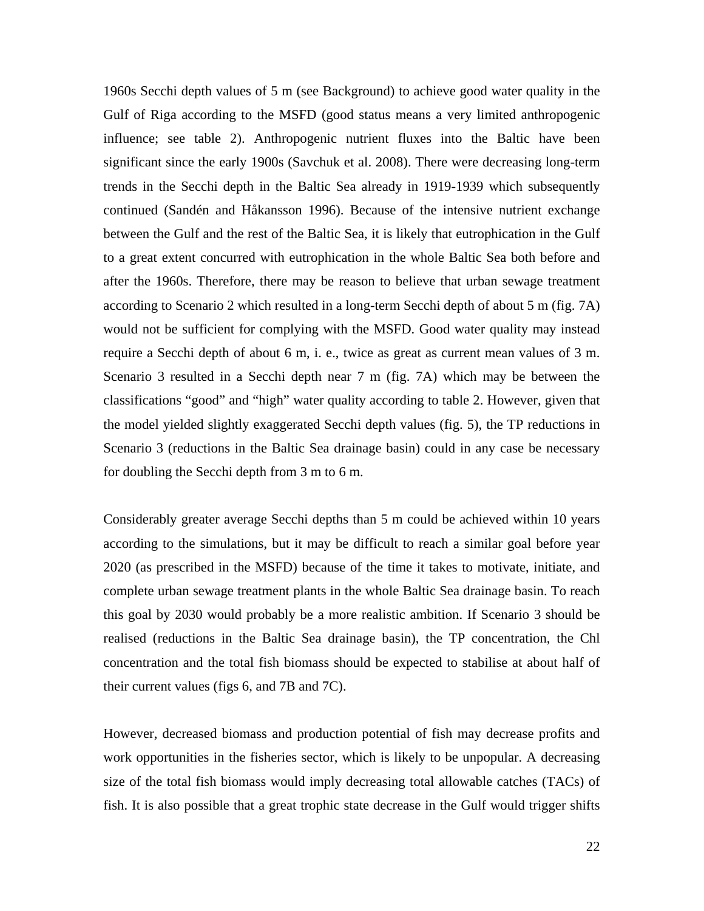1960s Secchi depth values of 5 m (see Background) to achieve good water quality in the Gulf of Riga according to the MSFD (good status means a very limited anthropogenic influence; see table 2). Anthropogenic nutrient fluxes into the Baltic have been significant since the early 1900s (Savchuk et al. 2008). There were decreasing long-term trends in the Secchi depth in the Baltic Sea already in 1919-1939 which subsequently continued (Sandén and Håkansson 1996). Because of the intensive nutrient exchange between the Gulf and the rest of the Baltic Sea, it is likely that eutrophication in the Gulf to a great extent concurred with eutrophication in the whole Baltic Sea both before and after the 1960s. Therefore, there may be reason to believe that urban sewage treatment according to Scenario 2 which resulted in a long-term Secchi depth of about 5 m (fig. 7A) would not be sufficient for complying with the MSFD. Good water quality may instead require a Secchi depth of about 6 m, i. e., twice as great as current mean values of 3 m. Scenario 3 resulted in a Secchi depth near 7 m (fig. 7A) which may be between the classifications "good" and "high" water quality according to table 2. However, given that the model yielded slightly exaggerated Secchi depth values (fig. 5), the TP reductions in Scenario 3 (reductions in the Baltic Sea drainage basin) could in any case be necessary for doubling the Secchi depth from 3 m to 6 m.

Considerably greater average Secchi depths than 5 m could be achieved within 10 years according to the simulations, but it may be difficult to reach a similar goal before year 2020 (as prescribed in the MSFD) because of the time it takes to motivate, initiate, and complete urban sewage treatment plants in the whole Baltic Sea drainage basin. To reach this goal by 2030 would probably be a more realistic ambition. If Scenario 3 should be realised (reductions in the Baltic Sea drainage basin), the TP concentration, the Chl concentration and the total fish biomass should be expected to stabilise at about half of their current values (figs 6, and 7B and 7C).

However, decreased biomass and production potential of fish may decrease profits and work opportunities in the fisheries sector, which is likely to be unpopular. A decreasing size of the total fish biomass would imply decreasing total allowable catches (TACs) of fish. It is also possible that a great trophic state decrease in the Gulf would trigger shifts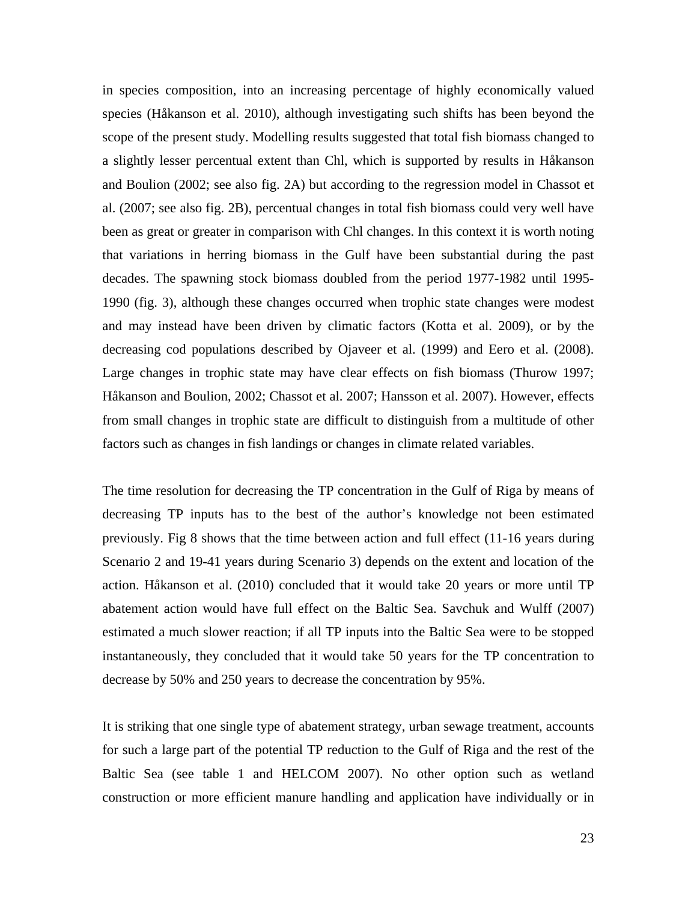in species composition, into an increasing percentage of highly economically valued species (Håkanson et al. 2010), although investigating such shifts has been beyond the scope of the present study. Modelling results suggested that total fish biomass changed to a slightly lesser percentual extent than Chl, which is supported by results in Håkanson and Boulion (2002; see also fig. 2A) but according to the regression model in Chassot et al. (2007; see also fig. 2B), percentual changes in total fish biomass could very well have been as great or greater in comparison with Chl changes. In this context it is worth noting that variations in herring biomass in the Gulf have been substantial during the past decades. The spawning stock biomass doubled from the period 1977-1982 until 1995-1990 (fig. 3), although these changes occurred when trophic state changes were modest and may instead have been driven by climatic factors (Kotta et al. 2009), or by the decreasing cod populations described by Ojaveer et al. (1999) and Eero et al. (2008). Large changes in trophic state may have clear effects on fish biomass (Thurow 1997; Håkanson and Boulion, 2002; Chassot et al. 2007; Hansson et al. 2007). However, effects from small changes in trophic state are difficult to distinguish from a multitude of other factors such as changes in fish landings or changes in climate related variables.

The time resolution for decreasing the TP concentration in the Gulf of Riga by means of decreasing TP inputs has to the best of the author's knowledge not been estimated previously. Fig 8 shows that the time between action and full effect (11-16 years during Scenario 2 and 19-41 years during Scenario 3) depends on the extent and location of the action. Håkanson et al. (2010) concluded that it would take 20 years or more until TP abatement action would have full effect on the Baltic Sea. Savchuk and Wulff (2007) estimated a much slower reaction; if all TP inputs into the Baltic Sea were to be stopped instantaneously, they concluded that it would take 50 years for the TP concentration to decrease by 50% and 250 years to decrease the concentration by 95%.

It is striking that one single type of abatement strategy, urban sewage treatment, accounts for such a large part of the potential TP reduction to the Gulf of Riga and the rest of the Baltic Sea (see table 1 and HELCOM 2007). No other option such as wetland construction or more efficient manure handling and application have individually or in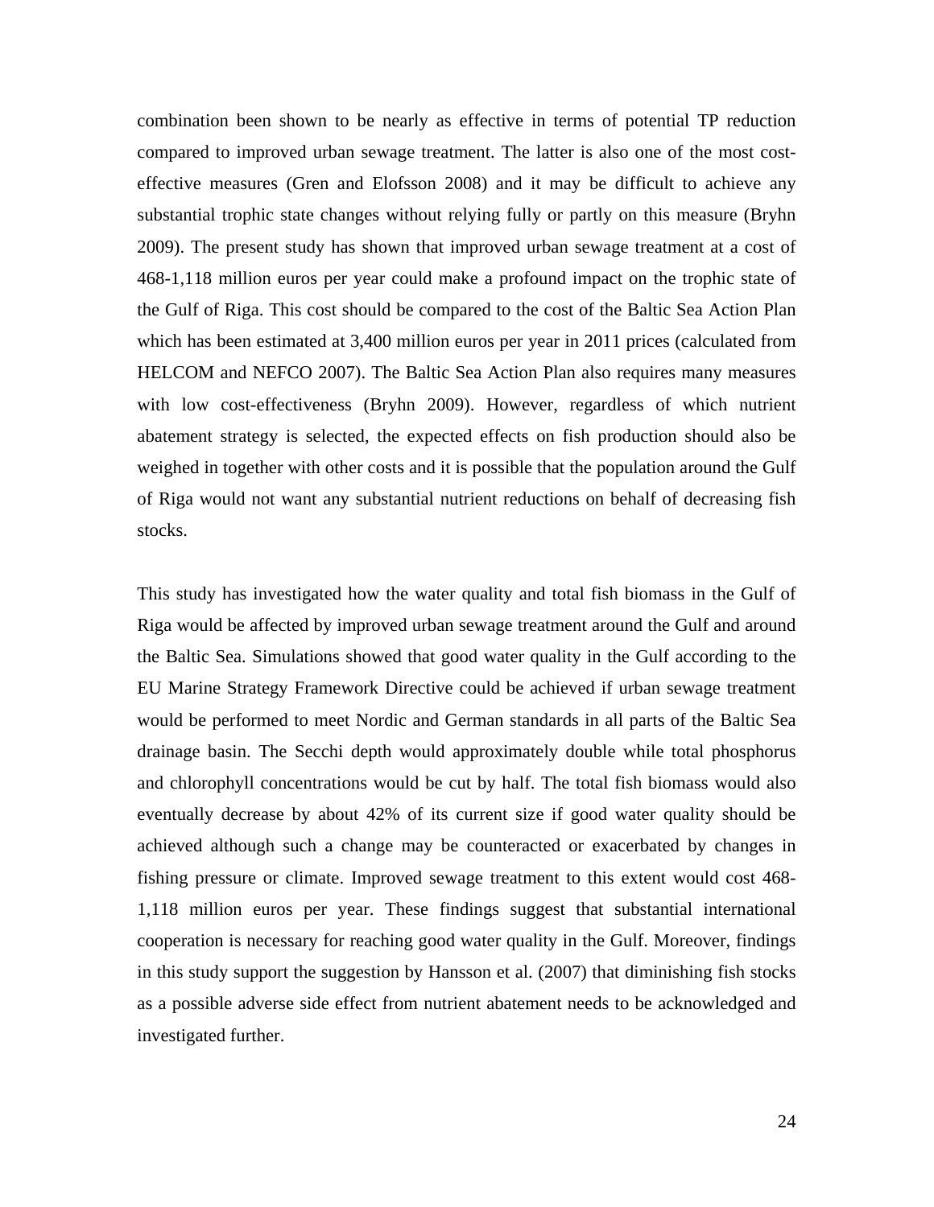combination been shown to be nearly as effective in terms of potential TP reduction compared to improved urban sewage treatment. The latter is also one of the most cost-effective measures (Gren and Elofsson 2008) and it may be difficult to achieve any substantial trophic state changes without relying fully or partly on this measure (Bryhn 2009). The present study has shown that improved urban sewage treatment at a cost of 468-1,118 million euros per year could make a profound impact on the trophic state of the Gulf of Riga. This cost should be compared to the cost of the Baltic Sea Action Plan which has been estimated at 3,400 million euros per year in 2011 prices (calculated from HELCOM and NEFCO 2007). The Baltic Sea Action Plan also requires many measures with low cost-effectiveness (Bryhn 2009). However, regardless of which nutrient abatement strategy is selected, the expected effects on fish production should also be weighed in together with other costs and it is possible that the population around the Gulf of Riga would not want any substantial nutrient reductions on behalf of decreasing fish stocks.

This study has investigated how the water quality and total fish biomass in the Gulf of Riga would be affected by improved urban sewage treatment around the Gulf and around the Baltic Sea. Simulations showed that good water quality in the Gulf according to the EU Marine Strategy Framework Directive could be achieved if urban sewage treatment would be performed to meet Nordic and German standards in all parts of the Baltic Sea drainage basin. The Secchi depth would approximately double while total phosphorus and chlorophyll concentrations would be cut by half. The total fish biomass would also eventually decrease by about 42% of its current size if good water quality should be achieved although such a change may be counteracted or exacerbated by changes in fishing pressure or climate. Improved sewage treatment to this extent would cost 468-1,118 million euros per year. These findings suggest that substantial international cooperation is necessary for reaching good water quality in the Gulf. Moreover, findings in this study support the suggestion by Hansson et al. (2007) that diminishing fish stocks as a possible adverse side effect from nutrient abatement needs to be acknowledged and investigated further.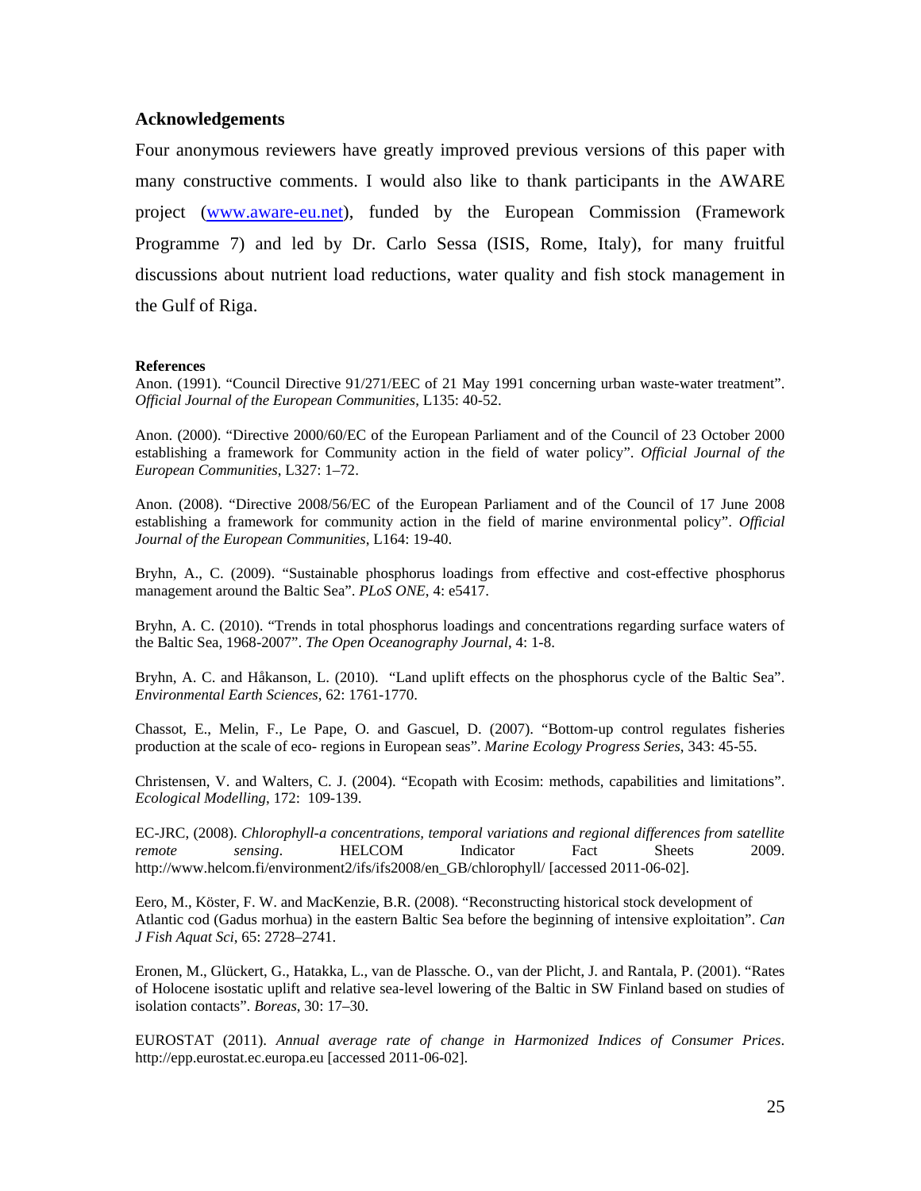## Acknowledgements

Four anonymous reviewers have greatly improved previous versions of this paper with many constructive comments. I would also like to thank participants in the AWARE project (www.aware-eu.net), funded by the European Commission (Framework Programme 7) and led by Dr. Carlo Sessa (ISIS, Rome, Italy), for many fruitful discussions about nutrient load reductions, water quality and fish stock management in the Gulf of Riga.

**References**

Anon. (1991). "Council Directive 91/271/EEC of 21 May 1991 concerning urban waste-water treatment". *Official Journal of the European Communities*, L135: 40-52.

Anon. (2000). "Directive 2000/60/EC of the European Parliament and of the Council of 23 October 2000 establishing a framework for Community action in the field of water policy". *Official Journal of the European Communities*, L327: 1–72.

Anon. (2008). "Directive 2008/56/EC of the European Parliament and of the Council of 17 June 2008 establishing a framework for community action in the field of marine environmental policy". *Official Journal of the European Communities*, L164: 19-40.

Bryhn, A., C. (2009). "Sustainable phosphorus loadings from effective and cost-effective phosphorus management around the Baltic Sea". *PLoS ONE*, 4: e5417.

Bryhn, A. C. (2010). "Trends in total phosphorus loadings and concentrations regarding surface waters of the Baltic Sea, 1968-2007". *The Open Oceanography Journal*, 4: 1-8.

Bryhn, A. C. and Håkanson, L. (2010). "Land uplift effects on the phosphorus cycle of the Baltic Sea". *Environmental Earth Sciences*, 62: 1761-1770.

Chassot, E., Melin, F., Le Pape, O. and Gascuel, D. (2007). "Bottom-up control regulates fisheries production at the scale of eco- regions in European seas". *Marine Ecology Progress Series*, 343: 45-55.

Christensen, V. and Walters, C. J. (2004). "Ecopath with Ecosim: methods, capabilities and limitations". *Ecological Modelling*, 172: 109-139.

EC-JRC, (2008). *Chlorophyll-a concentrations, temporal variations and regional differences from satellite remote sensing*. HELCOM Indicator Fact Sheets 2009. http://www.helcom.fi/environment2/ifs/ifs2008/en_GB/chlorophyll/ [accessed 2011-06-02].

Eero, M., Köster, F. W. and MacKenzie, B.R. (2008). "Reconstructing historical stock development of Atlantic cod (Gadus morhua) in the eastern Baltic Sea before the beginning of intensive exploitation". *Can J Fish Aquat Sci*, 65: 2728–2741.

Eronen, M., Glückert, G., Hatakka, L., van de Plassche. O., van der Plicht, J. and Rantala, P. (2001). "Rates of Holocene isostatic uplift and relative sea-level lowering of the Baltic in SW Finland based on studies of isolation contacts". *Boreas*, 30: 17–30.

EUROSTAT (2011). *Annual average rate of change in Harmonized Indices of Consumer Prices*. http://epp.eurostat.ec.europa.eu [accessed 2011-06-02].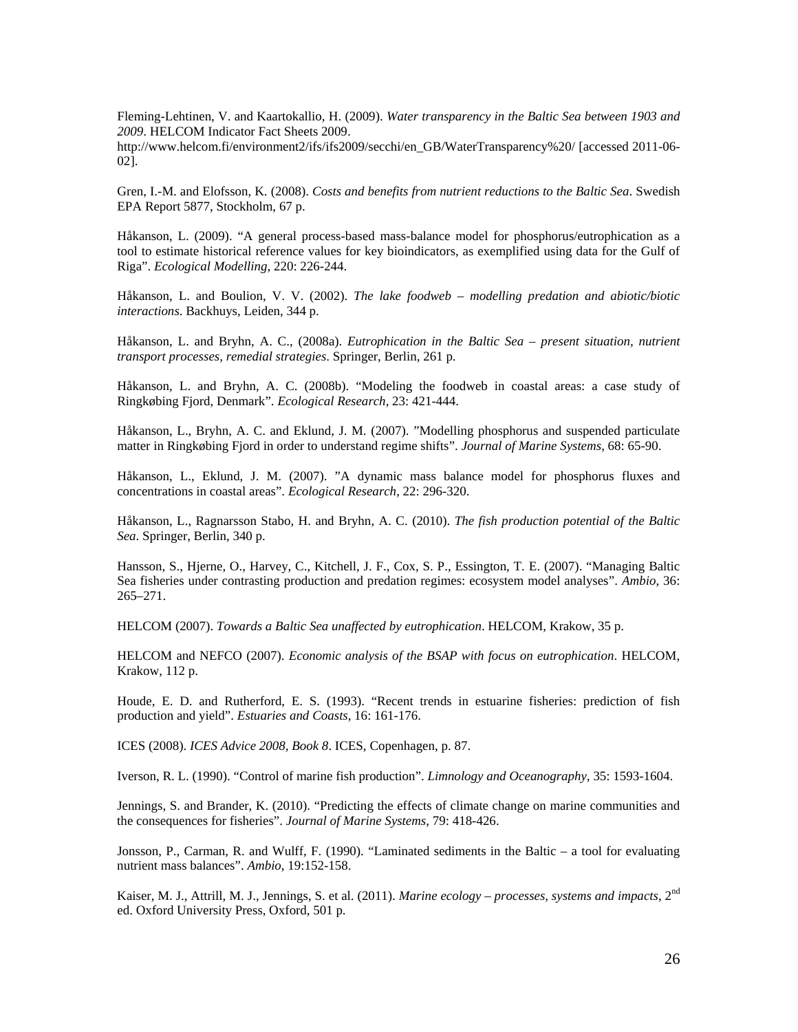Fleming-Lehtinen, V. and Kaartokallio, H. (2009). *Water transparency in the Baltic Sea between 1903 and 2009*. HELCOM Indicator Fact Sheets 2009. http://www.helcom.fi/environment2/ifs/ifs2009/secchi/en_GB/WaterTransparency%20/ [accessed 2011-06-02].

Gren, I.-M. and Elofsson, K. (2008). *Costs and benefits from nutrient reductions to the Baltic Sea*. Swedish EPA Report 5877, Stockholm, 67 p.

Håkanson, L. (2009). "A general process-based mass-balance model for phosphorus/eutrophication as a tool to estimate historical reference values for key bioindicators, as exemplified using data for the Gulf of Riga". *Ecological Modelling*, 220: 226-244.

Håkanson, L. and Boulion, V. V. (2002). *The lake foodweb – modelling predation and abiotic/biotic interactions*. Backhuys, Leiden, 344 p.

Håkanson, L. and Bryhn, A. C., (2008a). *Eutrophication in the Baltic Sea – present situation, nutrient transport processes, remedial strategies*. Springer, Berlin, 261 p.

Håkanson, L. and Bryhn, A. C. (2008b). "Modeling the foodweb in coastal areas: a case study of Ringkøbing Fjord, Denmark". *Ecological Research*, 23: 421-444.

Håkanson, L., Bryhn, A. C. and Eklund, J. M. (2007). "Modelling phosphorus and suspended particulate matter in Ringkøbing Fjord in order to understand regime shifts". *Journal of Marine Systems*, 68: 65-90.

Håkanson, L., Eklund, J. M. (2007). "A dynamic mass balance model for phosphorus fluxes and concentrations in coastal areas". *Ecological Research*, 22: 296-320.

Håkanson, L., Ragnarsson Stabo, H. and Bryhn, A. C. (2010). *The fish production potential of the Baltic Sea*. Springer, Berlin, 340 p.

Hansson, S., Hjerne, O., Harvey, C., Kitchell, J. F., Cox, S. P., Essington, T. E. (2007). "Managing Baltic Sea fisheries under contrasting production and predation regimes: ecosystem model analyses". *Ambio*, 36: 265–271.

HELCOM (2007). *Towards a Baltic Sea unaffected by eutrophication*. HELCOM, Krakow, 35 p.

HELCOM and NEFCO (2007). *Economic analysis of the BSAP with focus on eutrophication*. HELCOM, Krakow, 112 p.

Houde, E. D. and Rutherford, E. S. (1993). "Recent trends in estuarine fisheries: prediction of fish production and yield". *Estuaries and Coasts*, 16: 161-176.

ICES (2008). *ICES Advice 2008, Book 8*. ICES, Copenhagen, p. 87.

Iverson, R. L. (1990). "Control of marine fish production". *Limnology and Oceanography*, 35: 1593-1604.

Jennings, S. and Brander, K. (2010). "Predicting the effects of climate change on marine communities and the consequences for fisheries". *Journal of Marine Systems*, 79: 418-426.

Jonsson, P., Carman, R. and Wulff, F. (1990). "Laminated sediments in the Baltic – a tool for evaluating nutrient mass balances". *Ambio*, 19:152-158.

Kaiser, M. J., Attrill, M. J., Jennings, S. et al. (2011). *Marine ecology – processes, systems and impacts*, 2nd ed. Oxford University Press, Oxford, 501 p.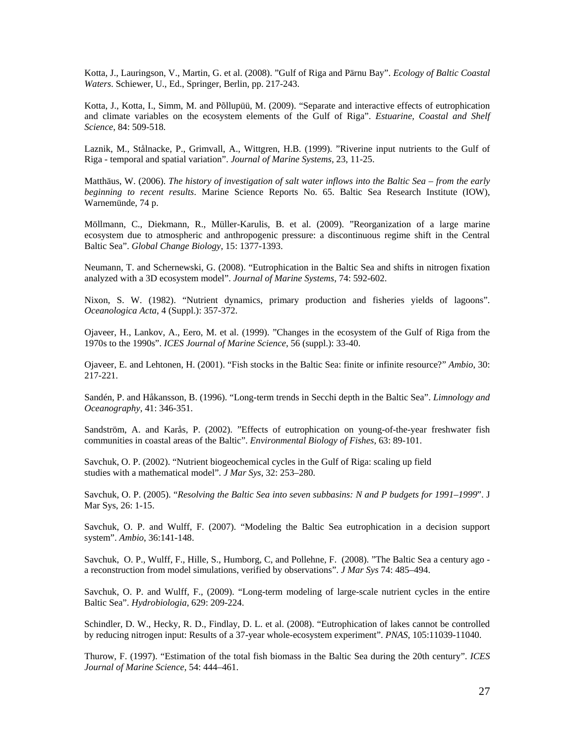Kotta, J., Lauringson, V., Martin, G. et al. (2008). ”Gulf of Riga and Pärnu Bay”. *Ecology of Baltic Coastal Waters*. Schiewer, U., Ed., Springer, Berlin, pp. 217-243.

Kotta, J., Kotta, I., Simm, M. and Põllupüü, M. (2009). “Separate and interactive effects of eutrophication and climate variables on the ecosystem elements of the Gulf of Riga”. *Estuarine, Coastal and Shelf Science*, 84: 509-518.

Laznik, M., Stålnacke, P., Grimvall, A., Wittgren, H.B. (1999). ”Riverine input nutrients to the Gulf of Riga - temporal and spatial variation”. *Journal of Marine Systems*, 23, 11-25.

Matthäus, W. (2006). *The history of investigation of salt water inflows into the Baltic Sea – from the early beginning to recent results*. Marine Science Reports No. 65. Baltic Sea Research Institute (IOW), Warnemünde, 74 p.

Möllmann, C., Diekmann, R., Müller-Karulis, B. et al. (2009). ”Reorganization of a large marine ecosystem due to atmospheric and anthropogenic pressure: a discontinuous regime shift in the Central Baltic Sea”. *Global Change Biology*, 15: 1377-1393.

Neumann, T. and Schernewski, G. (2008). “Eutrophication in the Baltic Sea and shifts in nitrogen fixation analyzed with a 3D ecosystem model”. *Journal of Marine Systems*, 74: 592-602.

Nixon, S. W. (1982). “Nutrient dynamics, primary production and fisheries yields of lagoons”. *Oceanologica Acta*, 4 (Suppl.): 357-372.

Ojaveer, H., Lankov, A., Eero, M. et al. (1999). ”Changes in the ecosystem of the Gulf of Riga from the 1970s to the 1990s”. *ICES Journal of Marine Science*, 56 (suppl.): 33-40.

Ojaveer, E. and Lehtonen, H. (2001). “Fish stocks in the Baltic Sea: finite or infinite resource?” *Ambio*, 30: 217-221.

Sandén, P. and Håkansson, B. (1996). “Long-term trends in Secchi depth in the Baltic Sea”. *Limnology and Oceanography*, 41: 346-351.

Sandström, A. and Karås, P. (2002). ”Effects of eutrophication on young-of-the-year freshwater fish communities in coastal areas of the Baltic”. *Environmental Biology of Fishes*, 63: 89-101.

Savchuk, O. P. (2002). “Nutrient biogeochemical cycles in the Gulf of Riga: scaling up field studies with a mathematical model”. *J Mar Sys*, 32: 253–280.

Savchuk, O. P. (2005). “*Resolving the Baltic Sea into seven subbasins: N and P budgets for 1991–1999*”. J Mar Sys, 26: 1-15.

Savchuk, O. P. and Wulff, F. (2007). “Modeling the Baltic Sea eutrophication in a decision support system”. *Ambio*, 36:141-148.

Savchuk, O. P., Wulff, F., Hille, S., Humborg, C, and Pollehne, F. (2008). ”The Baltic Sea a century ago - a reconstruction from model simulations, verified by observations”. *J Mar Sys* 74: 485–494.

Savchuk, O. P. and Wulff, F., (2009). “Long-term modeling of large-scale nutrient cycles in the entire Baltic Sea”. *Hydrobiologia*, 629: 209-224.

Schindler, D. W., Hecky, R. D., Findlay, D. L. et al. (2008). “Eutrophication of lakes cannot be controlled by reducing nitrogen input: Results of a 37-year whole-ecosystem experiment”. *PNAS*, 105:11039-11040.

Thurow, F. (1997). “Estimation of the total fish biomass in the Baltic Sea during the 20th century”. *ICES Journal of Marine Science*, 54: 444–461.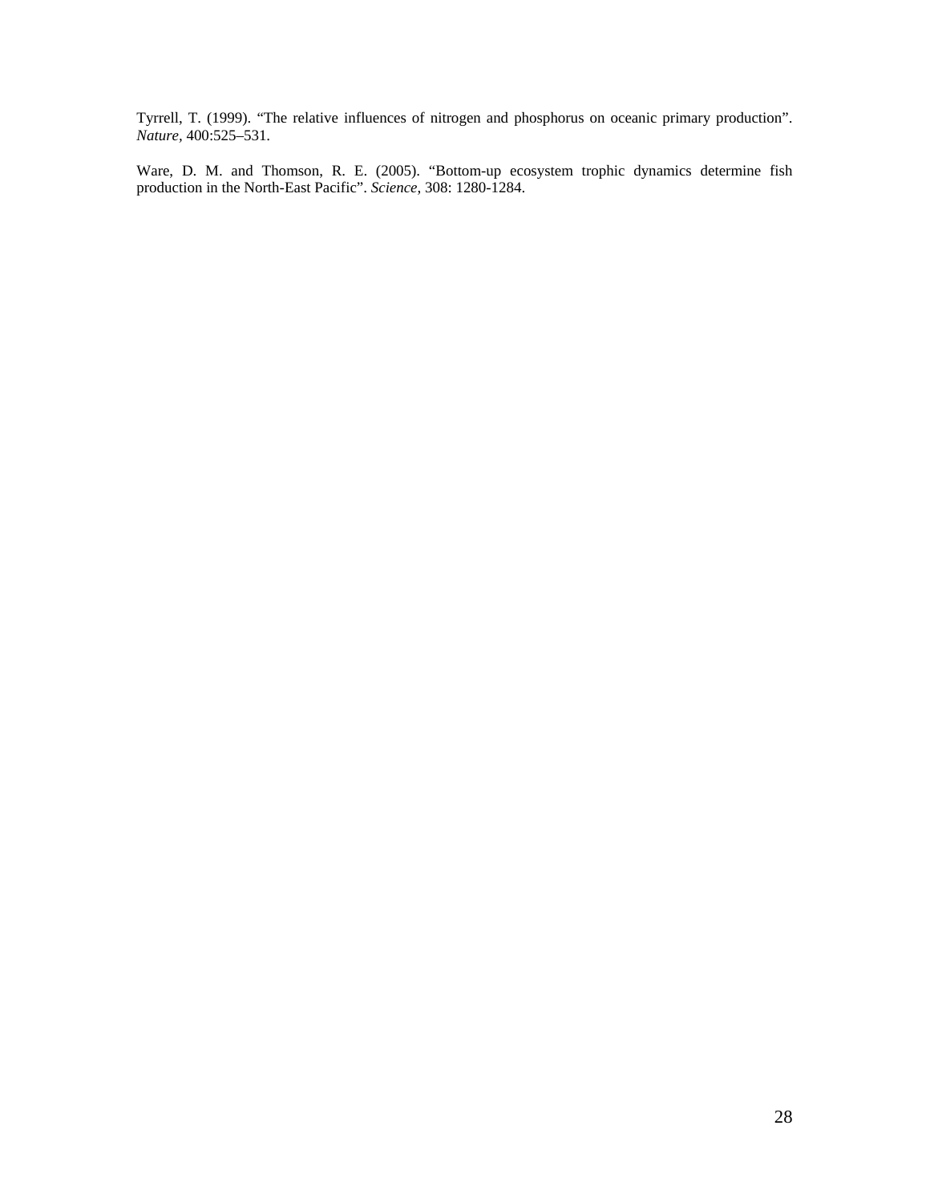Tyrrell, T. (1999). “The relative influences of nitrogen and phosphorus on oceanic primary production”. *Nature*, 400:525–531.

Ware, D. M. and Thomson, R. E. (2005). “Bottom-up ecosystem trophic dynamics determine fish production in the North-East Pacific”. *Science*, 308: 1280-1284.